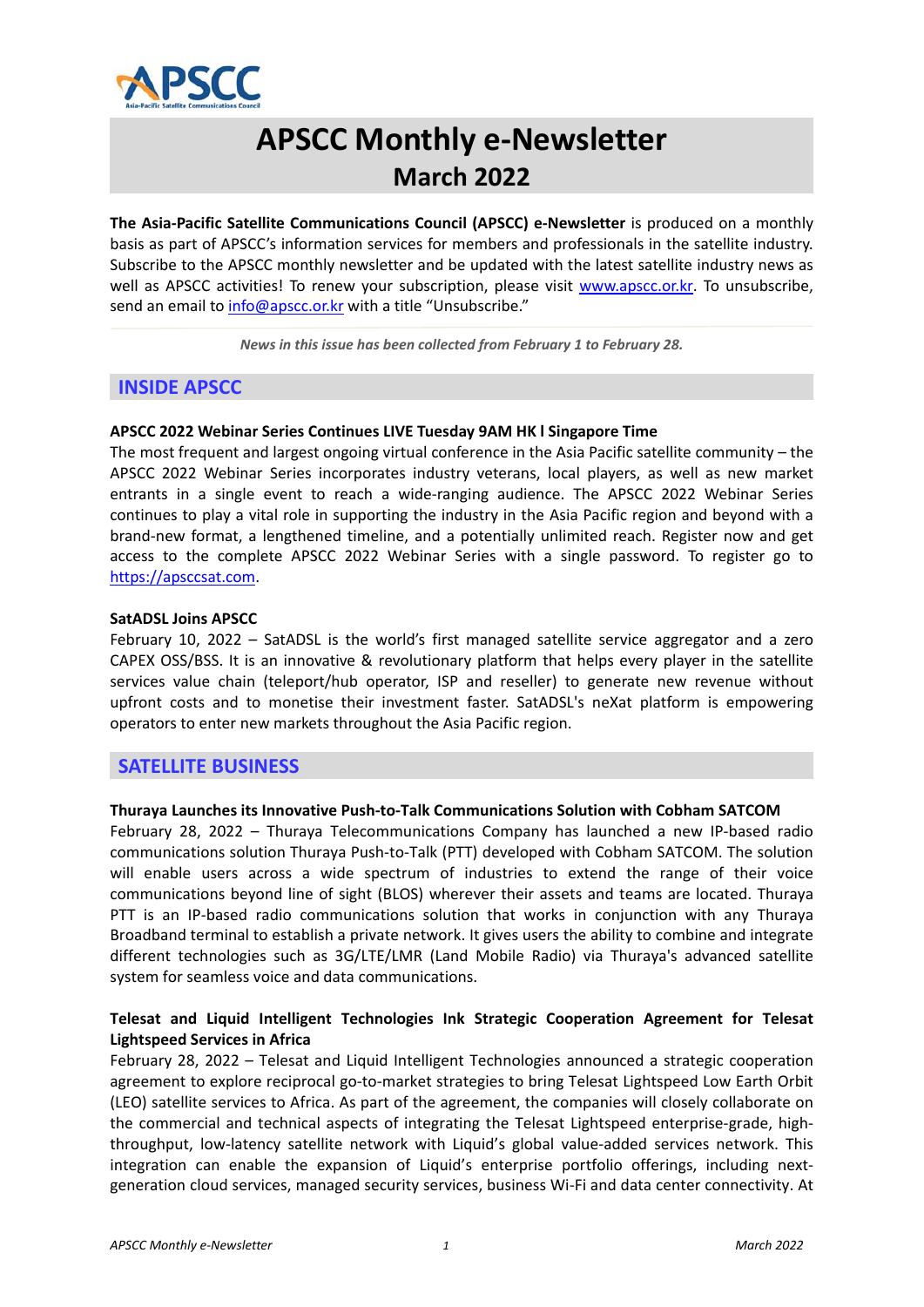# APSCC Monthly e-Newsletter
## March 2022

**The Asia-Pacific Satellite Communications Council (APSCC) e-Newsletter** is produced on a monthly basis as part of APSCC's information services for members and professionals in the satellite industry. Subscribe to the APSCC monthly newsletter and be updated with the latest satellite industry news as well as APSCC activities! To renew your subscription, please visit www.apscc.or.kr. To unsubscribe, send an email to info@apscc.or.kr with a title "Unsubscribe."

*News in this issue has been collected from February 1 to February 28.*

## INSIDE APSCC

**APSCC 2022 Webinar Series Continues LIVE Tuesday 9AM HK l Singapore Time**

The most frequent and largest ongoing virtual conference in the Asia Pacific satellite community – the APSCC 2022 Webinar Series incorporates industry veterans, local players, as well as new market entrants in a single event to reach a wide-ranging audience. The APSCC 2022 Webinar Series continues to play a vital role in supporting the industry in the Asia Pacific region and beyond with a brand-new format, a lengthened timeline, and a potentially unlimited reach. Register now and get access to the complete APSCC 2022 Webinar Series with a single password. To register go to https://apsccsat.com.

**SatADSL Joins APSCC**

February 10, 2022 – SatADSL is the world's first managed satellite service aggregator and a zero CAPEX OSS/BSS. It is an innovative & revolutionary platform that helps every player in the satellite services value chain (teleport/hub operator, ISP and reseller) to generate new revenue without upfront costs and to monetise their investment faster. SatADSL's neXat platform is empowering operators to enter new markets throughout the Asia Pacific region.

## SATELLITE BUSINESS

**Thuraya Launches its Innovative Push-to-Talk Communications Solution with Cobham SATCOM**

February 28, 2022 – Thuraya Telecommunications Company has launched a new IP-based radio communications solution Thuraya Push-to-Talk (PTT) developed with Cobham SATCOM. The solution will enable users across a wide spectrum of industries to extend the range of their voice communications beyond line of sight (BLOS) wherever their assets and teams are located. Thuraya PTT is an IP-based radio communications solution that works in conjunction with any Thuraya Broadband terminal to establish a private network. It gives users the ability to combine and integrate different technologies such as 3G/LTE/LMR (Land Mobile Radio) via Thuraya's advanced satellite system for seamless voice and data communications.

**Telesat and Liquid Intelligent Technologies Ink Strategic Cooperation Agreement for Telesat Lightspeed Services in Africa**

February 28, 2022 – Telesat and Liquid Intelligent Technologies announced a strategic cooperation agreement to explore reciprocal go-to-market strategies to bring Telesat Lightspeed Low Earth Orbit (LEO) satellite services to Africa. As part of the agreement, the companies will closely collaborate on the commercial and technical aspects of integrating the Telesat Lightspeed enterprise-grade, high-throughput, low-latency satellite network with Liquid's global value-added services network. This integration can enable the expansion of Liquid's enterprise portfolio offerings, including next-generation cloud services, managed security services, business Wi-Fi and data center connectivity. At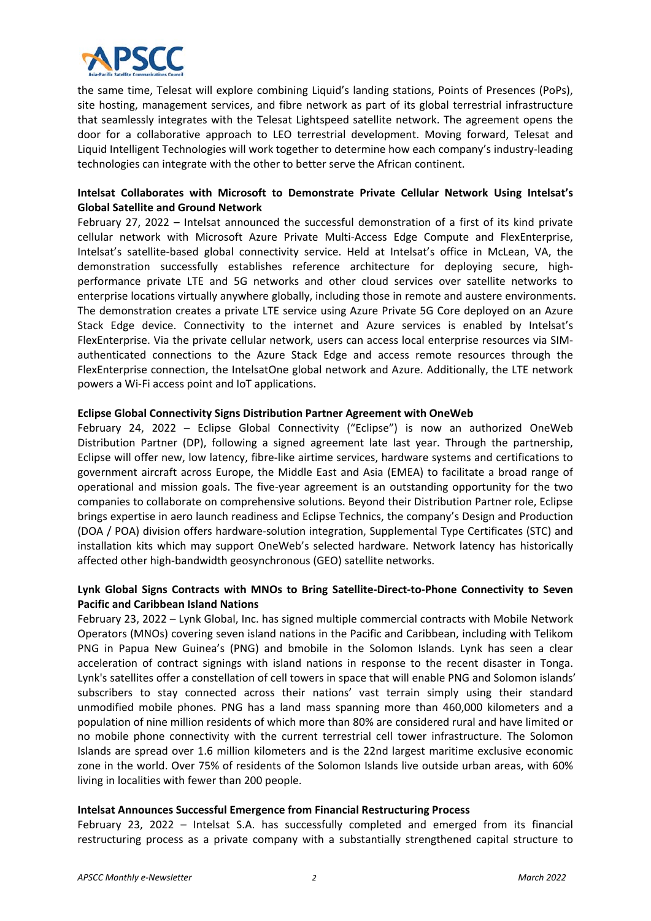the same time, Telesat will explore combining Liquid's landing stations, Points of Presences (PoPs), site hosting, management services, and fibre network as part of its global terrestrial infrastructure that seamlessly integrates with the Telesat Lightspeed satellite network. The agreement opens the door for a collaborative approach to LEO terrestrial development. Moving forward, Telesat and Liquid Intelligent Technologies will work together to determine how each company's industry-leading technologies can integrate with the other to better serve the African continent.

**Intelsat Collaborates with Microsoft to Demonstrate Private Cellular Network Using Intelsat's Global Satellite and Ground Network**

February 27, 2022 – Intelsat announced the successful demonstration of a first of its kind private cellular network with Microsoft Azure Private Multi-Access Edge Compute and FlexEnterprise, Intelsat's satellite-based global connectivity service. Held at Intelsat's office in McLean, VA, the demonstration successfully establishes reference architecture for deploying secure, high-performance private LTE and 5G networks and other cloud services over satellite networks to enterprise locations virtually anywhere globally, including those in remote and austere environments. The demonstration creates a private LTE service using Azure Private 5G Core deployed on an Azure Stack Edge device. Connectivity to the internet and Azure services is enabled by Intelsat's FlexEnterprise. Via the private cellular network, users can access local enterprise resources via SIM-authenticated connections to the Azure Stack Edge and access remote resources through the FlexEnterprise connection, the IntelsatOne global network and Azure. Additionally, the LTE network powers a Wi-Fi access point and IoT applications.

**Eclipse Global Connectivity Signs Distribution Partner Agreement with OneWeb**

February 24, 2022 – Eclipse Global Connectivity ("Eclipse") is now an authorized OneWeb Distribution Partner (DP), following a signed agreement late last year. Through the partnership, Eclipse will offer new, low latency, fibre-like airtime services, hardware systems and certifications to government aircraft across Europe, the Middle East and Asia (EMEA) to facilitate a broad range of operational and mission goals. The five-year agreement is an outstanding opportunity for the two companies to collaborate on comprehensive solutions. Beyond their Distribution Partner role, Eclipse brings expertise in aero launch readiness and Eclipse Technics, the company's Design and Production (DOA / POA) division offers hardware-solution integration, Supplemental Type Certificates (STC) and installation kits which may support OneWeb's selected hardware. Network latency has historically affected other high-bandwidth geosynchronous (GEO) satellite networks.

**Lynk Global Signs Contracts with MNOs to Bring Satellite-Direct-to-Phone Connectivity to Seven Pacific and Caribbean Island Nations**

February 23, 2022 – Lynk Global, Inc. has signed multiple commercial contracts with Mobile Network Operators (MNOs) covering seven island nations in the Pacific and Caribbean, including with Telikom PNG in Papua New Guinea's (PNG) and bmobile in the Solomon Islands. Lynk has seen a clear acceleration of contract signings with island nations in response to the recent disaster in Tonga. Lynk's satellites offer a constellation of cell towers in space that will enable PNG and Solomon islands' subscribers to stay connected across their nations' vast terrain simply using their standard unmodified mobile phones. PNG has a land mass spanning more than 460,000 kilometers and a population of nine million residents of which more than 80% are considered rural and have limited or no mobile phone connectivity with the current terrestrial cell tower infrastructure. The Solomon Islands are spread over 1.6 million kilometers and is the 22nd largest maritime exclusive economic zone in the world. Over 75% of residents of the Solomon Islands live outside urban areas, with 60% living in localities with fewer than 200 people.

**Intelsat Announces Successful Emergence from Financial Restructuring Process**

February 23, 2022 – Intelsat S.A. has successfully completed and emerged from its financial restructuring process as a private company with a substantially strengthened capital structure to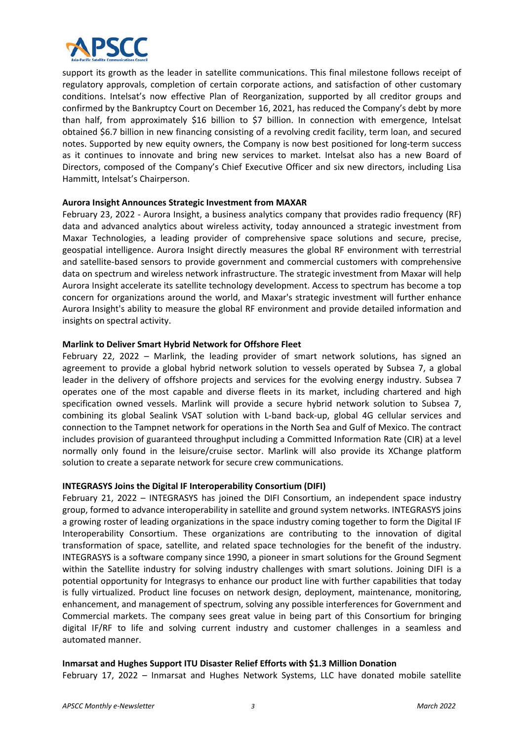support its growth as the leader in satellite communications. This final milestone follows receipt of regulatory approvals, completion of certain corporate actions, and satisfaction of other customary conditions. Intelsat's now effective Plan of Reorganization, supported by all creditor groups and confirmed by the Bankruptcy Court on December 16, 2021, has reduced the Company's debt by more than half, from approximately $16 billion to $7 billion. In connection with emergence, Intelsat obtained $6.7 billion in new financing consisting of a revolving credit facility, term loan, and secured notes. Supported by new equity owners, the Company is now best positioned for long-term success as it continues to innovate and bring new services to market. Intelsat also has a new Board of Directors, composed of the Company's Chief Executive Officer and six new directors, including Lisa Hammitt, Intelsat's Chairperson.

**Aurora Insight Announces Strategic Investment from MAXAR**

February 23, 2022 - Aurora Insight, a business analytics company that provides radio frequency (RF) data and advanced analytics about wireless activity, today announced a strategic investment from Maxar Technologies, a leading provider of comprehensive space solutions and secure, precise, geospatial intelligence. Aurora Insight directly measures the global RF environment with terrestrial and satellite-based sensors to provide government and commercial customers with comprehensive data on spectrum and wireless network infrastructure. The strategic investment from Maxar will help Aurora Insight accelerate its satellite technology development. Access to spectrum has become a top concern for organizations around the world, and Maxar's strategic investment will further enhance Aurora Insight's ability to measure the global RF environment and provide detailed information and insights on spectral activity.

**Marlink to Deliver Smart Hybrid Network for Offshore Fleet**

February 22, 2022 – Marlink, the leading provider of smart network solutions, has signed an agreement to provide a global hybrid network solution to vessels operated by Subsea 7, a global leader in the delivery of offshore projects and services for the evolving energy industry. Subsea 7 operates one of the most capable and diverse fleets in its market, including chartered and high specification owned vessels. Marlink will provide a secure hybrid network solution to Subsea 7, combining its global Sealink VSAT solution with L-band back-up, global 4G cellular services and connection to the Tampnet network for operations in the North Sea and Gulf of Mexico. The contract includes provision of guaranteed throughput including a Committed Information Rate (CIR) at a level normally only found in the leisure/cruise sector. Marlink will also provide its XChange platform solution to create a separate network for secure crew communications.

**INTEGRASYS Joins the Digital IF Interoperability Consortium (DIFI)**

February 21, 2022 – INTEGRASYS has joined the DIFI Consortium, an independent space industry group, formed to advance interoperability in satellite and ground system networks. INTEGRASYS joins a growing roster of leading organizations in the space industry coming together to form the Digital IF Interoperability Consortium. These organizations are contributing to the innovation of digital transformation of space, satellite, and related space technologies for the benefit of the industry. INTEGRASYS is a software company since 1990, a pioneer in smart solutions for the Ground Segment within the Satellite industry for solving industry challenges with smart solutions. Joining DIFI is a potential opportunity for Integrasys to enhance our product line with further capabilities that today is fully virtualized. Product line focuses on network design, deployment, maintenance, monitoring, enhancement, and management of spectrum, solving any possible interferences for Government and Commercial markets. The company sees great value in being part of this Consortium for bringing digital IF/RF to life and solving current industry and customer challenges in a seamless and automated manner.

**Inmarsat and Hughes Support ITU Disaster Relief Efforts with $1.3 Million Donation**

February 17, 2022 – Inmarsat and Hughes Network Systems, LLC have donated mobile satellite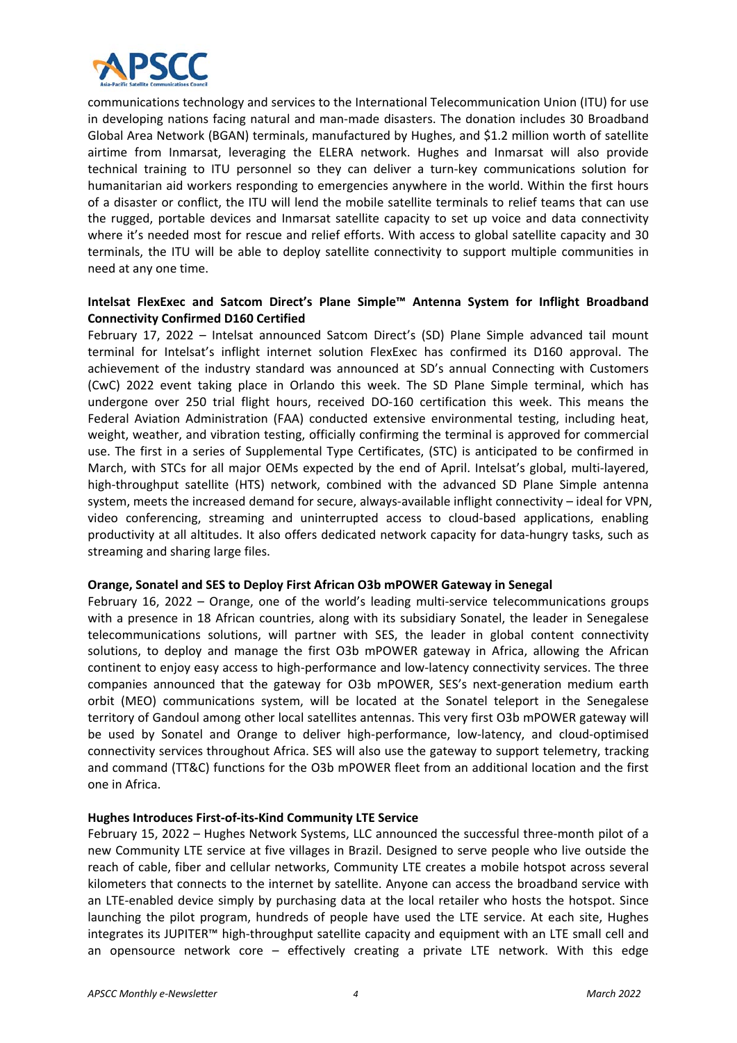communications technology and services to the International Telecommunication Union (ITU) for use in developing nations facing natural and man-made disasters. The donation includes 30 Broadband Global Area Network (BGAN) terminals, manufactured by Hughes, and $1.2 million worth of satellite airtime from Inmarsat, leveraging the ELERA network. Hughes and Inmarsat will also provide technical training to ITU personnel so they can deliver a turn-key communications solution for humanitarian aid workers responding to emergencies anywhere in the world. Within the first hours of a disaster or conflict, the ITU will lend the mobile satellite terminals to relief teams that can use the rugged, portable devices and Inmarsat satellite capacity to set up voice and data connectivity where it's needed most for rescue and relief efforts. With access to global satellite capacity and 30 terminals, the ITU will be able to deploy satellite connectivity to support multiple communities in need at any one time.

**Intelsat FlexExec and Satcom Direct's Plane Simple™ Antenna System for Inflight Broadband Connectivity Confirmed D160 Certified**

February 17, 2022 – Intelsat announced Satcom Direct's (SD) Plane Simple advanced tail mount terminal for Intelsat's inflight internet solution FlexExec has confirmed its D160 approval. The achievement of the industry standard was announced at SD's annual Connecting with Customers (CwC) 2022 event taking place in Orlando this week. The SD Plane Simple terminal, which has undergone over 250 trial flight hours, received DO-160 certification this week. This means the Federal Aviation Administration (FAA) conducted extensive environmental testing, including heat, weight, weather, and vibration testing, officially confirming the terminal is approved for commercial use. The first in a series of Supplemental Type Certificates, (STC) is anticipated to be confirmed in March, with STCs for all major OEMs expected by the end of April. Intelsat's global, multi-layered, high-throughput satellite (HTS) network, combined with the advanced SD Plane Simple antenna system, meets the increased demand for secure, always-available inflight connectivity – ideal for VPN, video conferencing, streaming and uninterrupted access to cloud-based applications, enabling productivity at all altitudes. It also offers dedicated network capacity for data-hungry tasks, such as streaming and sharing large files.

**Orange, Sonatel and SES to Deploy First African O3b mPOWER Gateway in Senegal**

February 16, 2022 – Orange, one of the world's leading multi-service telecommunications groups with a presence in 18 African countries, along with its subsidiary Sonatel, the leader in Senegalese telecommunications solutions, will partner with SES, the leader in global content connectivity solutions, to deploy and manage the first O3b mPOWER gateway in Africa, allowing the African continent to enjoy easy access to high-performance and low-latency connectivity services. The three companies announced that the gateway for O3b mPOWER, SES's next-generation medium earth orbit (MEO) communications system, will be located at the Sonatel teleport in the Senegalese territory of Gandoul among other local satellites antennas. This very first O3b mPOWER gateway will be used by Sonatel and Orange to deliver high-performance, low-latency, and cloud-optimised connectivity services throughout Africa. SES will also use the gateway to support telemetry, tracking and command (TT&C) functions for the O3b mPOWER fleet from an additional location and the first one in Africa.

**Hughes Introduces First-of-its-Kind Community LTE Service**

February 15, 2022 – Hughes Network Systems, LLC announced the successful three-month pilot of a new Community LTE service at five villages in Brazil. Designed to serve people who live outside the reach of cable, fiber and cellular networks, Community LTE creates a mobile hotspot across several kilometers that connects to the internet by satellite. Anyone can access the broadband service with an LTE-enabled device simply by purchasing data at the local retailer who hosts the hotspot. Since launching the pilot program, hundreds of people have used the LTE service. At each site, Hughes integrates its JUPITER™ high-throughput satellite capacity and equipment with an LTE small cell and an opensource network core – effectively creating a private LTE network. With this edge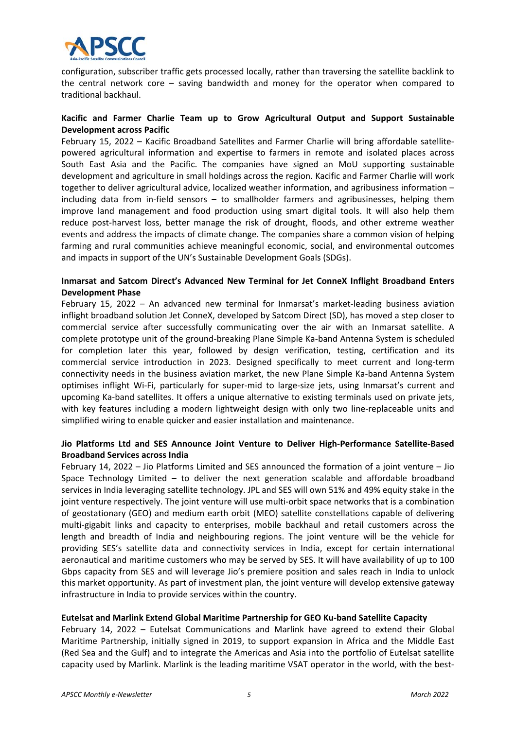configuration, subscriber traffic gets processed locally, rather than traversing the satellite backlink to the central network core – saving bandwidth and money for the operator when compared to traditional backhaul.

**Kacific and Farmer Charlie Team up to Grow Agricultural Output and Support Sustainable Development across Pacific**

February 15, 2022 – Kacific Broadband Satellites and Farmer Charlie will bring affordable satellite-powered agricultural information and expertise to farmers in remote and isolated places across South East Asia and the Pacific. The companies have signed an MoU supporting sustainable development and agriculture in small holdings across the region. Kacific and Farmer Charlie will work together to deliver agricultural advice, localized weather information, and agribusiness information – including data from in-field sensors – to smallholder farmers and agribusinesses, helping them improve land management and food production using smart digital tools. It will also help them reduce post-harvest loss, better manage the risk of drought, floods, and other extreme weather events and address the impacts of climate change. The companies share a common vision of helping farming and rural communities achieve meaningful economic, social, and environmental outcomes and impacts in support of the UN's Sustainable Development Goals (SDGs).

**Inmarsat and Satcom Direct's Advanced New Terminal for Jet ConneX Inflight Broadband Enters Development Phase**

February 15, 2022 – An advanced new terminal for Inmarsat's market-leading business aviation inflight broadband solution Jet ConneX, developed by Satcom Direct (SD), has moved a step closer to commercial service after successfully communicating over the air with an Inmarsat satellite. A complete prototype unit of the ground-breaking Plane Simple Ka-band Antenna System is scheduled for completion later this year, followed by design verification, testing, certification and its commercial service introduction in 2023. Designed specifically to meet current and long-term connectivity needs in the business aviation market, the new Plane Simple Ka-band Antenna System optimises inflight Wi-Fi, particularly for super-mid to large-size jets, using Inmarsat's current and upcoming Ka-band satellites. It offers a unique alternative to existing terminals used on private jets, with key features including a modern lightweight design with only two line-replaceable units and simplified wiring to enable quicker and easier installation and maintenance.

**Jio Platforms Ltd and SES Announce Joint Venture to Deliver High-Performance Satellite-Based Broadband Services across India**

February 14, 2022 – Jio Platforms Limited and SES announced the formation of a joint venture – Jio Space Technology Limited – to deliver the next generation scalable and affordable broadband services in India leveraging satellite technology. JPL and SES will own 51% and 49% equity stake in the joint venture respectively. The joint venture will use multi-orbit space networks that is a combination of geostationary (GEO) and medium earth orbit (MEO) satellite constellations capable of delivering multi-gigabit links and capacity to enterprises, mobile backhaul and retail customers across the length and breadth of India and neighbouring regions. The joint venture will be the vehicle for providing SES's satellite data and connectivity services in India, except for certain international aeronautical and maritime customers who may be served by SES. It will have availability of up to 100 Gbps capacity from SES and will leverage Jio's premiere position and sales reach in India to unlock this market opportunity. As part of investment plan, the joint venture will develop extensive gateway infrastructure in India to provide services within the country.

**Eutelsat and Marlink Extend Global Maritime Partnership for GEO Ku-band Satellite Capacity**

February 14, 2022 – Eutelsat Communications and Marlink have agreed to extend their Global Maritime Partnership, initially signed in 2019, to support expansion in Africa and the Middle East (Red Sea and the Gulf) and to integrate the Americas and Asia into the portfolio of Eutelsat satellite capacity used by Marlink. Marlink is the leading maritime VSAT operator in the world, with the best-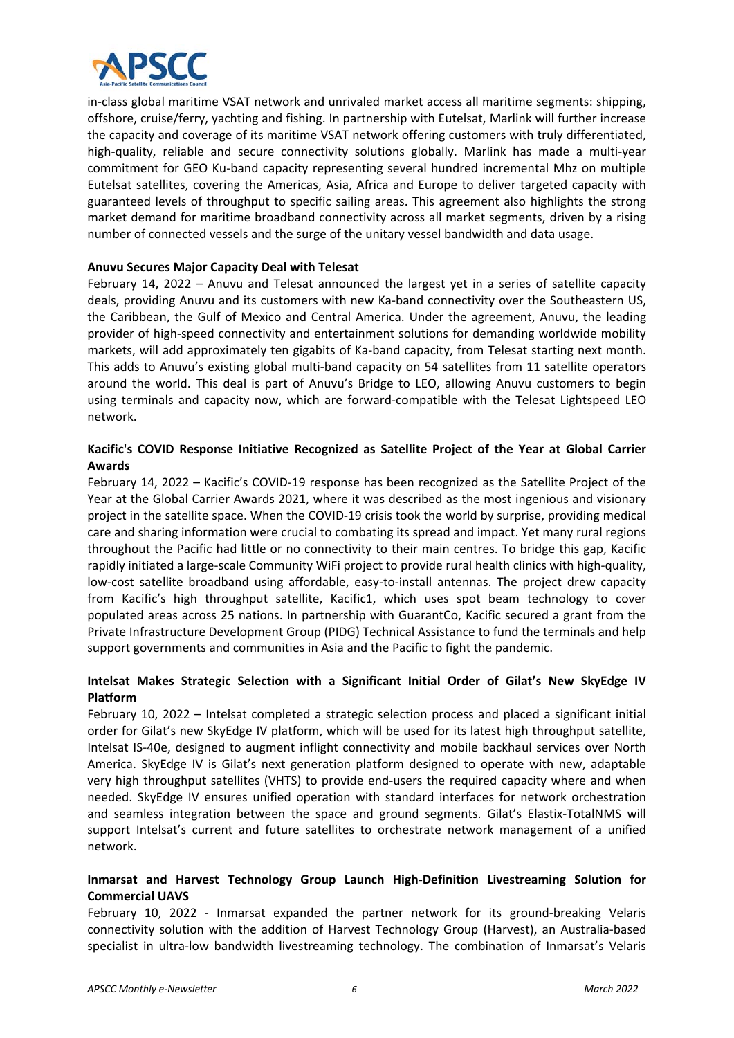in-class global maritime VSAT network and unrivaled market access all maritime segments: shipping, offshore, cruise/ferry, yachting and fishing. In partnership with Eutelsat, Marlink will further increase the capacity and coverage of its maritime VSAT network offering customers with truly differentiated, high-quality, reliable and secure connectivity solutions globally. Marlink has made a multi-year commitment for GEO Ku-band capacity representing several hundred incremental Mhz on multiple Eutelsat satellites, covering the Americas, Asia, Africa and Europe to deliver targeted capacity with guaranteed levels of throughput to specific sailing areas. This agreement also highlights the strong market demand for maritime broadband connectivity across all market segments, driven by a rising number of connected vessels and the surge of the unitary vessel bandwidth and data usage.

**Anuvu Secures Major Capacity Deal with Telesat**

February 14, 2022 – Anuvu and Telesat announced the largest yet in a series of satellite capacity deals, providing Anuvu and its customers with new Ka-band connectivity over the Southeastern US, the Caribbean, the Gulf of Mexico and Central America. Under the agreement, Anuvu, the leading provider of high-speed connectivity and entertainment solutions for demanding worldwide mobility markets, will add approximately ten gigabits of Ka-band capacity, from Telesat starting next month. This adds to Anuvu's existing global multi-band capacity on 54 satellites from 11 satellite operators around the world. This deal is part of Anuvu's Bridge to LEO, allowing Anuvu customers to begin using terminals and capacity now, which are forward-compatible with the Telesat Lightspeed LEO network.

**Kacific's COVID Response Initiative Recognized as Satellite Project of the Year at Global Carrier Awards**

February 14, 2022 – Kacific's COVID-19 response has been recognized as the Satellite Project of the Year at the Global Carrier Awards 2021, where it was described as the most ingenious and visionary project in the satellite space. When the COVID-19 crisis took the world by surprise, providing medical care and sharing information were crucial to combating its spread and impact. Yet many rural regions throughout the Pacific had little or no connectivity to their main centres. To bridge this gap, Kacific rapidly initiated a large-scale Community WiFi project to provide rural health clinics with high-quality, low-cost satellite broadband using affordable, easy-to-install antennas. The project drew capacity from Kacific's high throughput satellite, Kacific1, which uses spot beam technology to cover populated areas across 25 nations. In partnership with GuarantCo, Kacific secured a grant from the Private Infrastructure Development Group (PIDG) Technical Assistance to fund the terminals and help support governments and communities in Asia and the Pacific to fight the pandemic.

**Intelsat Makes Strategic Selection with a Significant Initial Order of Gilat's New SkyEdge IV Platform**

February 10, 2022 – Intelsat completed a strategic selection process and placed a significant initial order for Gilat's new SkyEdge IV platform, which will be used for its latest high throughput satellite, Intelsat IS-40e, designed to augment inflight connectivity and mobile backhaul services over North America. SkyEdge IV is Gilat's next generation platform designed to operate with new, adaptable very high throughput satellites (VHTS) to provide end-users the required capacity where and when needed. SkyEdge IV ensures unified operation with standard interfaces for network orchestration and seamless integration between the space and ground segments. Gilat's Elastix-TotalNMS will support Intelsat's current and future satellites to orchestrate network management of a unified network.

**Inmarsat and Harvest Technology Group Launch High-Definition Livestreaming Solution for Commercial UAVS**

February 10, 2022 - Inmarsat expanded the partner network for its ground-breaking Velaris connectivity solution with the addition of Harvest Technology Group (Harvest), an Australia-based specialist in ultra-low bandwidth livestreaming technology. The combination of Inmarsat's Velaris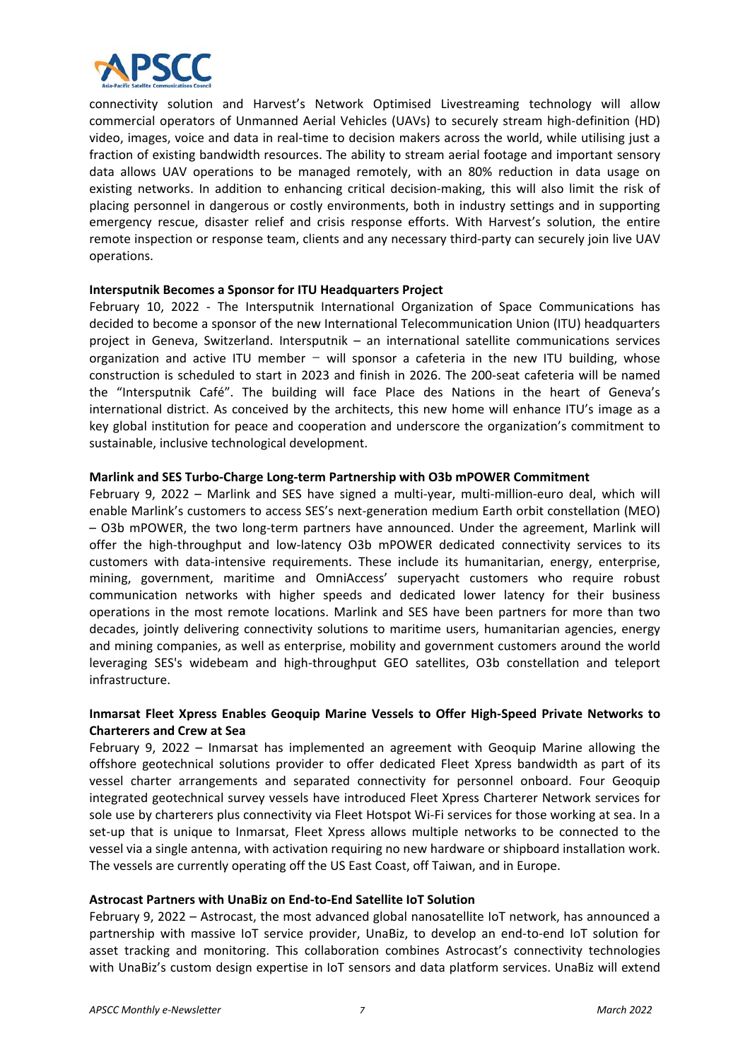connectivity solution and Harvest's Network Optimised Livestreaming technology will allow commercial operators of Unmanned Aerial Vehicles (UAVs) to securely stream high-definition (HD) video, images, voice and data in real-time to decision makers across the world, while utilising just a fraction of existing bandwidth resources. The ability to stream aerial footage and important sensory data allows UAV operations to be managed remotely, with an 80% reduction in data usage on existing networks. In addition to enhancing critical decision-making, this will also limit the risk of placing personnel in dangerous or costly environments, both in industry settings and in supporting emergency rescue, disaster relief and crisis response efforts. With Harvest's solution, the entire remote inspection or response team, clients and any necessary third-party can securely join live UAV operations.

**Intersputnik Becomes a Sponsor for ITU Headquarters Project**

February 10, 2022 - The Intersputnik International Organization of Space Communications has decided to become a sponsor of the new International Telecommunication Union (ITU) headquarters project in Geneva, Switzerland. Intersputnik – an international satellite communications services organization and active ITU member – will sponsor a cafeteria in the new ITU building, whose construction is scheduled to start in 2023 and finish in 2026. The 200-seat cafeteria will be named the "Intersputnik Café". The building will face Place des Nations in the heart of Geneva's international district. As conceived by the architects, this new home will enhance ITU's image as a key global institution for peace and cooperation and underscore the organization's commitment to sustainable, inclusive technological development.

**Marlink and SES Turbo-Charge Long-term Partnership with O3b mPOWER Commitment**

February 9, 2022 – Marlink and SES have signed a multi-year, multi-million-euro deal, which will enable Marlink's customers to access SES's next-generation medium Earth orbit constellation (MEO) – O3b mPOWER, the two long-term partners have announced. Under the agreement, Marlink will offer the high-throughput and low-latency O3b mPOWER dedicated connectivity services to its customers with data-intensive requirements. These include its humanitarian, energy, enterprise, mining, government, maritime and OmniAccess' superyacht customers who require robust communication networks with higher speeds and dedicated lower latency for their business operations in the most remote locations. Marlink and SES have been partners for more than two decades, jointly delivering connectivity solutions to maritime users, humanitarian agencies, energy and mining companies, as well as enterprise, mobility and government customers around the world leveraging SES's widebeam and high-throughput GEO satellites, O3b constellation and teleport infrastructure.

**Inmarsat Fleet Xpress Enables Geoquip Marine Vessels to Offer High-Speed Private Networks to Charterers and Crew at Sea**

February 9, 2022 – Inmarsat has implemented an agreement with Geoquip Marine allowing the offshore geotechnical solutions provider to offer dedicated Fleet Xpress bandwidth as part of its vessel charter arrangements and separated connectivity for personnel onboard. Four Geoquip integrated geotechnical survey vessels have introduced Fleet Xpress Charterer Network services for sole use by charterers plus connectivity via Fleet Hotspot Wi-Fi services for those working at sea. In a set-up that is unique to Inmarsat, Fleet Xpress allows multiple networks to be connected to the vessel via a single antenna, with activation requiring no new hardware or shipboard installation work. The vessels are currently operating off the US East Coast, off Taiwan, and in Europe.

**Astrocast Partners with UnaBiz on End-to-End Satellite IoT Solution**

February 9, 2022 – Astrocast, the most advanced global nanosatellite IoT network, has announced a partnership with massive IoT service provider, UnaBiz, to develop an end-to-end IoT solution for asset tracking and monitoring. This collaboration combines Astrocast's connectivity technologies with UnaBiz's custom design expertise in IoT sensors and data platform services. UnaBiz will extend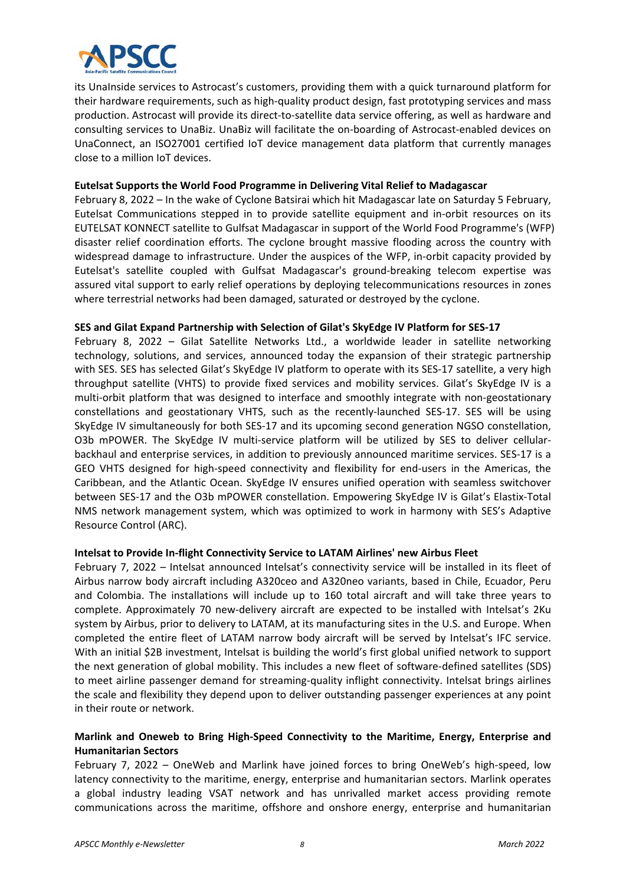its UnaInside services to Astrocast's customers, providing them with a quick turnaround platform for their hardware requirements, such as high-quality product design, fast prototyping services and mass production. Astrocast will provide its direct-to-satellite data service offering, as well as hardware and consulting services to UnaBiz. UnaBiz will facilitate the on-boarding of Astrocast-enabled devices on UnaConnect, an ISO27001 certified IoT device management data platform that currently manages close to a million IoT devices.

**Eutelsat Supports the World Food Programme in Delivering Vital Relief to Madagascar**

February 8, 2022 – In the wake of Cyclone Batsirai which hit Madagascar late on Saturday 5 February, Eutelsat Communications stepped in to provide satellite equipment and in-orbit resources on its EUTELSAT KONNECT satellite to Gulfsat Madagascar in support of the World Food Programme's (WFP) disaster relief coordination efforts. The cyclone brought massive flooding across the country with widespread damage to infrastructure. Under the auspices of the WFP, in-orbit capacity provided by Eutelsat's satellite coupled with Gulfsat Madagascar's ground-breaking telecom expertise was assured vital support to early relief operations by deploying telecommunications resources in zones where terrestrial networks had been damaged, saturated or destroyed by the cyclone.

**SES and Gilat Expand Partnership with Selection of Gilat's SkyEdge IV Platform for SES-17**

February 8, 2022 – Gilat Satellite Networks Ltd., a worldwide leader in satellite networking technology, solutions, and services, announced today the expansion of their strategic partnership with SES. SES has selected Gilat's SkyEdge IV platform to operate with its SES-17 satellite, a very high throughput satellite (VHTS) to provide fixed services and mobility services. Gilat's SkyEdge IV is a multi-orbit platform that was designed to interface and smoothly integrate with non-geostationary constellations and geostationary VHTS, such as the recently-launched SES-17. SES will be using SkyEdge IV simultaneously for both SES-17 and its upcoming second generation NGSO constellation, O3b mPOWER. The SkyEdge IV multi-service platform will be utilized by SES to deliver cellular-backhaul and enterprise services, in addition to previously announced maritime services. SES-17 is a GEO VHTS designed for high-speed connectivity and flexibility for end-users in the Americas, the Caribbean, and the Atlantic Ocean. SkyEdge IV ensures unified operation with seamless switchover between SES-17 and the O3b mPOWER constellation. Empowering SkyEdge IV is Gilat's Elastix-Total NMS network management system, which was optimized to work in harmony with SES's Adaptive Resource Control (ARC).

**Intelsat to Provide In-flight Connectivity Service to LATAM Airlines' new Airbus Fleet**

February 7, 2022 – Intelsat announced Intelsat's connectivity service will be installed in its fleet of Airbus narrow body aircraft including A320ceo and A320neo variants, based in Chile, Ecuador, Peru and Colombia. The installations will include up to 160 total aircraft and will take three years to complete. Approximately 70 new-delivery aircraft are expected to be installed with Intelsat's 2Ku system by Airbus, prior to delivery to LATAM, at its manufacturing sites in the U.S. and Europe. When completed the entire fleet of LATAM narrow body aircraft will be served by Intelsat's IFC service. With an initial $2B investment, Intelsat is building the world's first global unified network to support the next generation of global mobility. This includes a new fleet of software-defined satellites (SDS) to meet airline passenger demand for streaming-quality inflight connectivity. Intelsat brings airlines the scale and flexibility they depend upon to deliver outstanding passenger experiences at any point in their route or network.

**Marlink and Oneweb to Bring High-Speed Connectivity to the Maritime, Energy, Enterprise and Humanitarian Sectors**

February 7, 2022 – OneWeb and Marlink have joined forces to bring OneWeb's high-speed, low latency connectivity to the maritime, energy, enterprise and humanitarian sectors. Marlink operates a global industry leading VSAT network and has unrivalled market access providing remote communications across the maritime, offshore and onshore energy, enterprise and humanitarian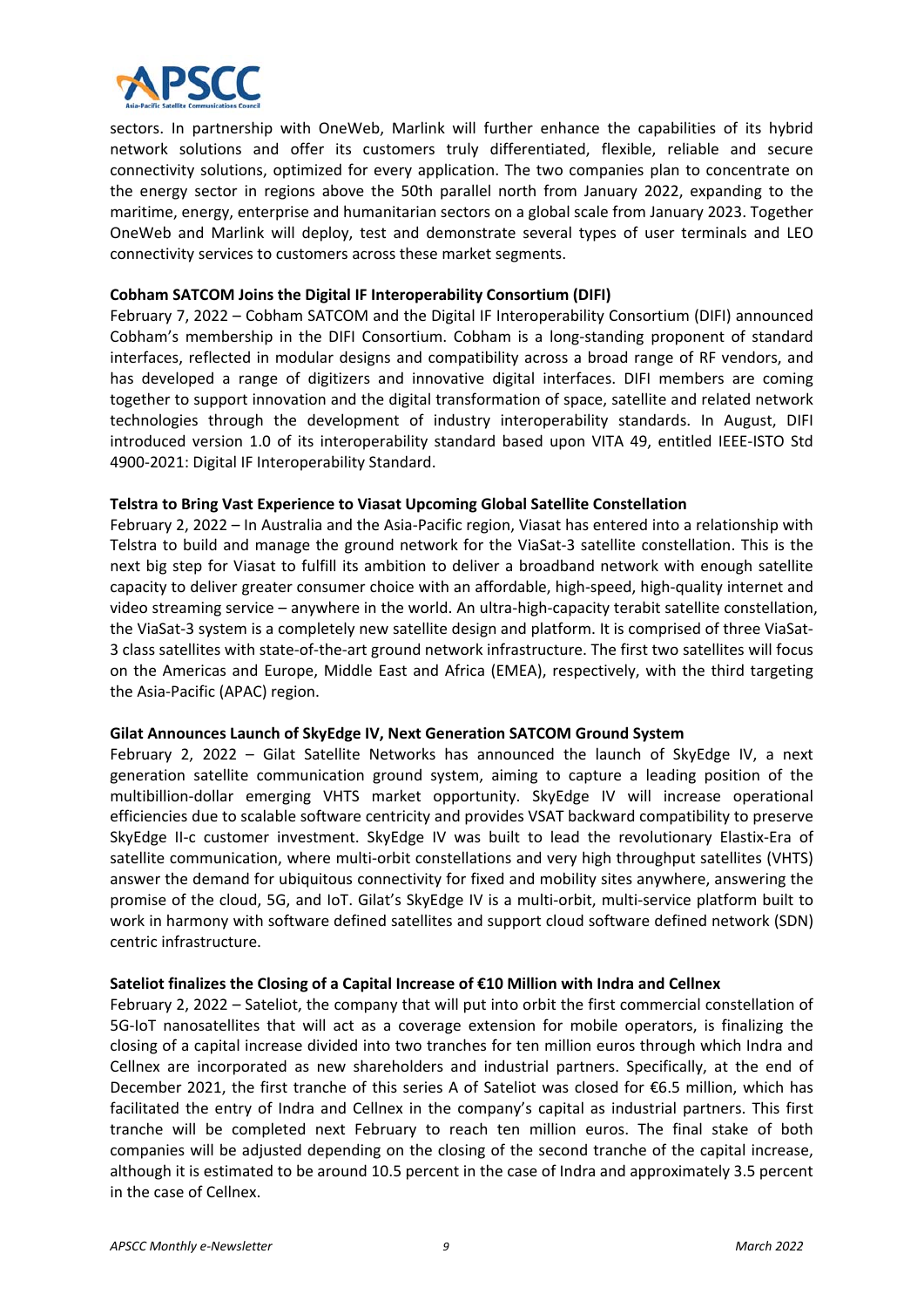sectors. In partnership with OneWeb, Marlink will further enhance the capabilities of its hybrid network solutions and offer its customers truly differentiated, flexible, reliable and secure connectivity solutions, optimized for every application. The two companies plan to concentrate on the energy sector in regions above the 50th parallel north from January 2022, expanding to the maritime, energy, enterprise and humanitarian sectors on a global scale from January 2023. Together OneWeb and Marlink will deploy, test and demonstrate several types of user terminals and LEO connectivity services to customers across these market segments.

**Cobham SATCOM Joins the Digital IF Interoperability Consortium (DIFI)**

February 7, 2022 – Cobham SATCOM and the Digital IF Interoperability Consortium (DIFI) announced Cobham's membership in the DIFI Consortium. Cobham is a long-standing proponent of standard interfaces, reflected in modular designs and compatibility across a broad range of RF vendors, and has developed a range of digitizers and innovative digital interfaces. DIFI members are coming together to support innovation and the digital transformation of space, satellite and related network technologies through the development of industry interoperability standards. In August, DIFI introduced version 1.0 of its interoperability standard based upon VITA 49, entitled IEEE-ISTO Std 4900-2021: Digital IF Interoperability Standard.

**Telstra to Bring Vast Experience to Viasat Upcoming Global Satellite Constellation**

February 2, 2022 – In Australia and the Asia-Pacific region, Viasat has entered into a relationship with Telstra to build and manage the ground network for the ViaSat-3 satellite constellation. This is the next big step for Viasat to fulfill its ambition to deliver a broadband network with enough satellite capacity to deliver greater consumer choice with an affordable, high-speed, high-quality internet and video streaming service – anywhere in the world. An ultra-high-capacity terabit satellite constellation, the ViaSat-3 system is a completely new satellite design and platform. It is comprised of three ViaSat-3 class satellites with state-of-the-art ground network infrastructure. The first two satellites will focus on the Americas and Europe, Middle East and Africa (EMEA), respectively, with the third targeting the Asia-Pacific (APAC) region.

**Gilat Announces Launch of SkyEdge IV, Next Generation SATCOM Ground System**

February 2, 2022 – Gilat Satellite Networks has announced the launch of SkyEdge IV, a next generation satellite communication ground system, aiming to capture a leading position of the multibillion-dollar emerging VHTS market opportunity. SkyEdge IV will increase operational efficiencies due to scalable software centricity and provides VSAT backward compatibility to preserve SkyEdge II-c customer investment. SkyEdge IV was built to lead the revolutionary Elastix-Era of satellite communication, where multi-orbit constellations and very high throughput satellites (VHTS) answer the demand for ubiquitous connectivity for fixed and mobility sites anywhere, answering the promise of the cloud, 5G, and IoT. Gilat's SkyEdge IV is a multi-orbit, multi-service platform built to work in harmony with software defined satellites and support cloud software defined network (SDN) centric infrastructure.

**Sateliot finalizes the Closing of a Capital Increase of €10 Million with Indra and Cellnex**

February 2, 2022 – Sateliot, the company that will put into orbit the first commercial constellation of 5G-IoT nanosatellites that will act as a coverage extension for mobile operators, is finalizing the closing of a capital increase divided into two tranches for ten million euros through which Indra and Cellnex are incorporated as new shareholders and industrial partners. Specifically, at the end of December 2021, the first tranche of this series A of Sateliot was closed for €6.5 million, which has facilitated the entry of Indra and Cellnex in the company's capital as industrial partners. This first tranche will be completed next February to reach ten million euros. The final stake of both companies will be adjusted depending on the closing of the second tranche of the capital increase, although it is estimated to be around 10.5 percent in the case of Indra and approximately 3.5 percent in the case of Cellnex.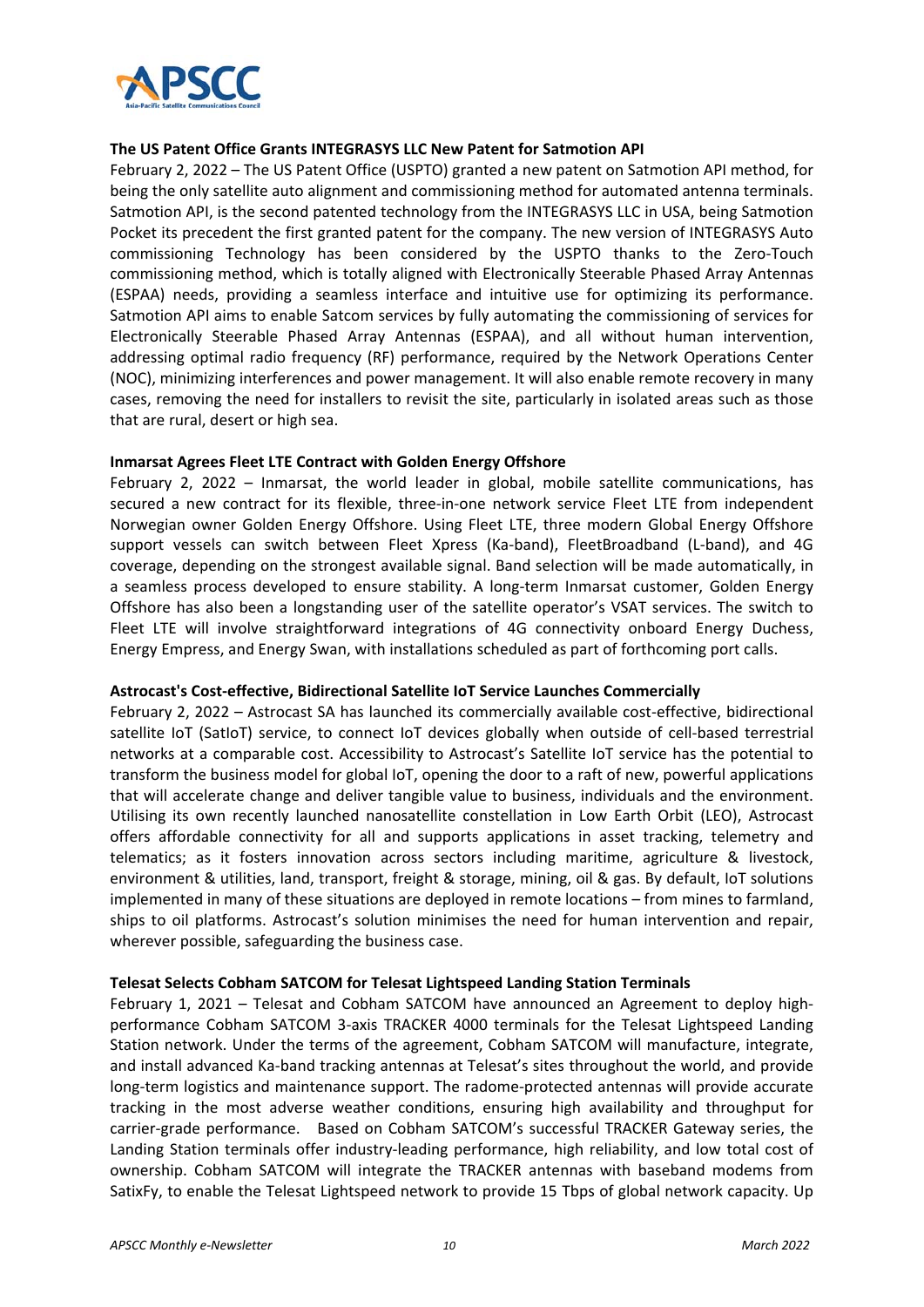**The US Patent Office Grants INTEGRASYS LLC New Patent for Satmotion API**

February 2, 2022 – The US Patent Office (USPTO) granted a new patent on Satmotion API method, for being the only satellite auto alignment and commissioning method for automated antenna terminals. Satmotion API, is the second patented technology from the INTEGRASYS LLC in USA, being Satmotion Pocket its precedent the first granted patent for the company. The new version of INTEGRASYS Auto commissioning Technology has been considered by the USPTO thanks to the Zero-Touch commissioning method, which is totally aligned with Electronically Steerable Phased Array Antennas (ESPAA) needs, providing a seamless interface and intuitive use for optimizing its performance. Satmotion API aims to enable Satcom services by fully automating the commissioning of services for Electronically Steerable Phased Array Antennas (ESPAA), and all without human intervention, addressing optimal radio frequency (RF) performance, required by the Network Operations Center (NOC), minimizing interferences and power management. It will also enable remote recovery in many cases, removing the need for installers to revisit the site, particularly in isolated areas such as those that are rural, desert or high sea.

**Inmarsat Agrees Fleet LTE Contract with Golden Energy Offshore**

February 2, 2022 – Inmarsat, the world leader in global, mobile satellite communications, has secured a new contract for its flexible, three-in-one network service Fleet LTE from independent Norwegian owner Golden Energy Offshore. Using Fleet LTE, three modern Global Energy Offshore support vessels can switch between Fleet Xpress (Ka-band), FleetBroadband (L-band), and 4G coverage, depending on the strongest available signal. Band selection will be made automatically, in a seamless process developed to ensure stability. A long-term Inmarsat customer, Golden Energy Offshore has also been a longstanding user of the satellite operator's VSAT services. The switch to Fleet LTE will involve straightforward integrations of 4G connectivity onboard Energy Duchess, Energy Empress, and Energy Swan, with installations scheduled as part of forthcoming port calls.

**Astrocast's Cost-effective, Bidirectional Satellite IoT Service Launches Commercially**

February 2, 2022 – Astrocast SA has launched its commercially available cost-effective, bidirectional satellite IoT (SatIoT) service, to connect IoT devices globally when outside of cell-based terrestrial networks at a comparable cost. Accessibility to Astrocast's Satellite IoT service has the potential to transform the business model for global IoT, opening the door to a raft of new, powerful applications that will accelerate change and deliver tangible value to business, individuals and the environment. Utilising its own recently launched nanosatellite constellation in Low Earth Orbit (LEO), Astrocast offers affordable connectivity for all and supports applications in asset tracking, telemetry and telematics; as it fosters innovation across sectors including maritime, agriculture & livestock, environment & utilities, land, transport, freight & storage, mining, oil & gas. By default, IoT solutions implemented in many of these situations are deployed in remote locations – from mines to farmland, ships to oil platforms. Astrocast's solution minimises the need for human intervention and repair, wherever possible, safeguarding the business case.

**Telesat Selects Cobham SATCOM for Telesat Lightspeed Landing Station Terminals**

February 1, 2021 – Telesat and Cobham SATCOM have announced an Agreement to deploy high-performance Cobham SATCOM 3-axis TRACKER 4000 terminals for the Telesat Lightspeed Landing Station network. Under the terms of the agreement, Cobham SATCOM will manufacture, integrate, and install advanced Ka-band tracking antennas at Telesat's sites throughout the world, and provide long-term logistics and maintenance support. The radome-protected antennas will provide accurate tracking in the most adverse weather conditions, ensuring high availability and throughput for carrier-grade performance. Based on Cobham SATCOM's successful TRACKER Gateway series, the Landing Station terminals offer industry-leading performance, high reliability, and low total cost of ownership. Cobham SATCOM will integrate the TRACKER antennas with baseband modems from SatixFy, to enable the Telesat Lightspeed network to provide 15 Tbps of global network capacity. Up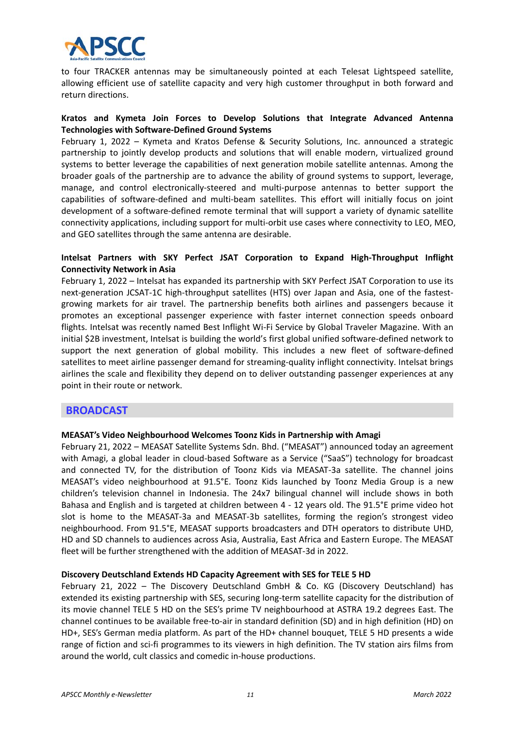to four TRACKER antennas may be simultaneously pointed at each Telesat Lightspeed satellite, allowing efficient use of satellite capacity and very high customer throughput in both forward and return directions.

**Kratos and Kymeta Join Forces to Develop Solutions that Integrate Advanced Antenna Technologies with Software-Defined Ground Systems**

February 1, 2022 – Kymeta and Kratos Defense & Security Solutions, Inc. announced a strategic partnership to jointly develop products and solutions that will enable modern, virtualized ground systems to better leverage the capabilities of next generation mobile satellite antennas. Among the broader goals of the partnership are to advance the ability of ground systems to support, leverage, manage, and control electronically-steered and multi-purpose antennas to better support the capabilities of software-defined and multi-beam satellites. This effort will initially focus on joint development of a software-defined remote terminal that will support a variety of dynamic satellite connectivity applications, including support for multi-orbit use cases where connectivity to LEO, MEO, and GEO satellites through the same antenna are desirable.

**Intelsat Partners with SKY Perfect JSAT Corporation to Expand High-Throughput Inflight Connectivity Network in Asia**

February 1, 2022 – Intelsat has expanded its partnership with SKY Perfect JSAT Corporation to use its next-generation JCSAT-1C high-throughput satellites (HTS) over Japan and Asia, one of the fastest-growing markets for air travel. The partnership benefits both airlines and passengers because it promotes an exceptional passenger experience with faster internet connection speeds onboard flights. Intelsat was recently named Best Inflight Wi-Fi Service by Global Traveler Magazine. With an initial $2B investment, Intelsat is building the world's first global unified software-defined network to support the next generation of global mobility. This includes a new fleet of software-defined satellites to meet airline passenger demand for streaming-quality inflight connectivity. Intelsat brings airlines the scale and flexibility they depend on to deliver outstanding passenger experiences at any point in their route or network.

## BROADCAST

**MEASAT's Video Neighbourhood Welcomes Toonz Kids in Partnership with Amagi**

February 21, 2022 – MEASAT Satellite Systems Sdn. Bhd. ("MEASAT") announced today an agreement with Amagi, a global leader in cloud-based Software as a Service ("SaaS") technology for broadcast and connected TV, for the distribution of Toonz Kids via MEASAT-3a satellite. The channel joins MEASAT's video neighbourhood at 91.5°E. Toonz Kids launched by Toonz Media Group is a new children's television channel in Indonesia. The 24x7 bilingual channel will include shows in both Bahasa and English and is targeted at children between 4 - 12 years old. The 91.5°E prime video hot slot is home to the MEASAT-3a and MEASAT-3b satellites, forming the region's strongest video neighbourhood. From 91.5°E, MEASAT supports broadcasters and DTH operators to distribute UHD, HD and SD channels to audiences across Asia, Australia, East Africa and Eastern Europe. The MEASAT fleet will be further strengthened with the addition of MEASAT-3d in 2022.

**Discovery Deutschland Extends HD Capacity Agreement with SES for TELE 5 HD**

February 21, 2022 – The Discovery Deutschland GmbH & Co. KG (Discovery Deutschland) has extended its existing partnership with SES, securing long-term satellite capacity for the distribution of its movie channel TELE 5 HD on the SES's prime TV neighbourhood at ASTRA 19.2 degrees East. The channel continues to be available free-to-air in standard definition (SD) and in high definition (HD) on HD+, SES's German media platform. As part of the HD+ channel bouquet, TELE 5 HD presents a wide range of fiction and sci-fi programmes to its viewers in high definition. The TV station airs films from around the world, cult classics and comedic in-house productions.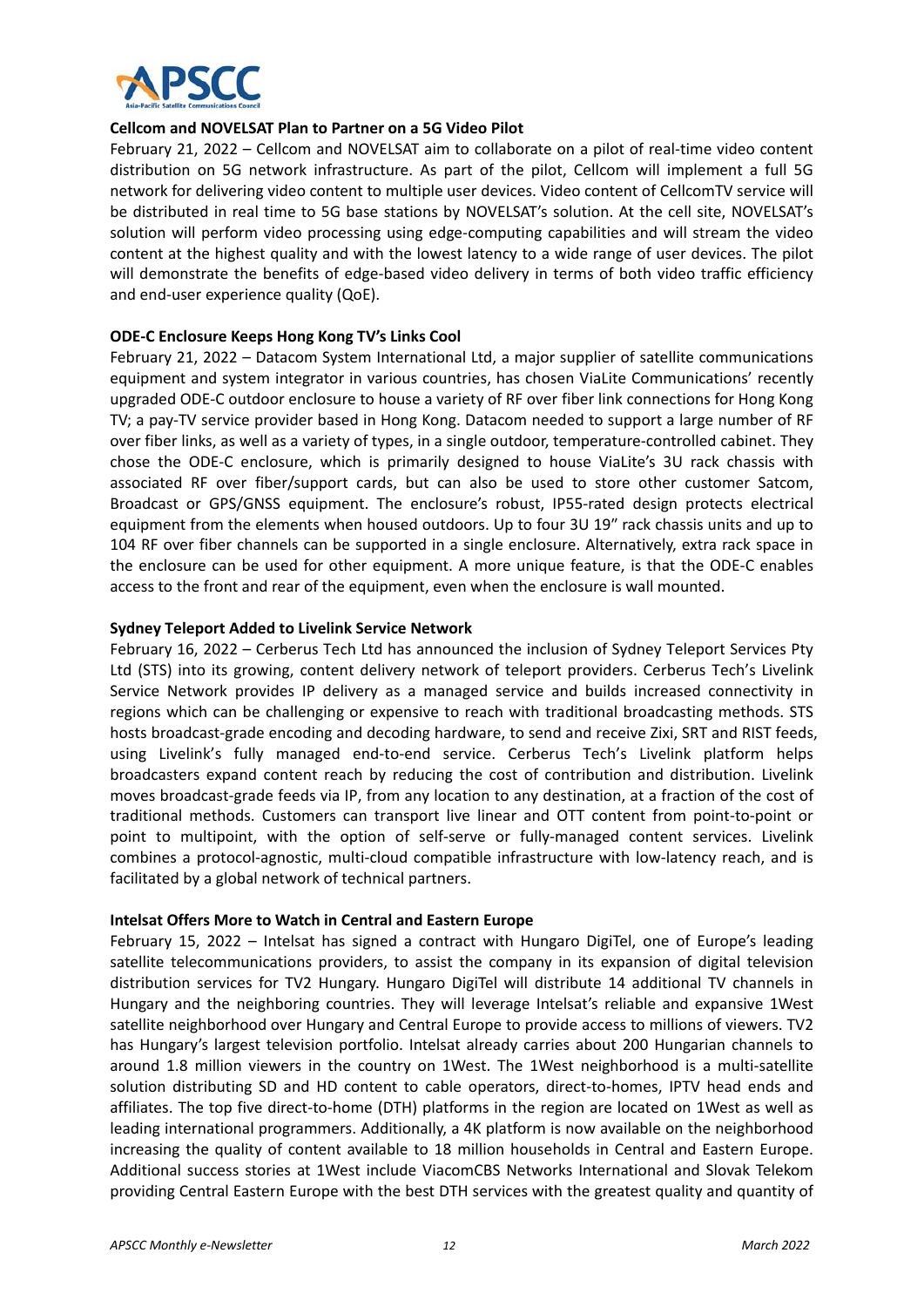**Cellcom and NOVELSAT Plan to Partner on a 5G Video Pilot**

February 21, 2022 – Cellcom and NOVELSAT aim to collaborate on a pilot of real-time video content distribution on 5G network infrastructure. As part of the pilot, Cellcom will implement a full 5G network for delivering video content to multiple user devices. Video content of CellcomTV service will be distributed in real time to 5G base stations by NOVELSAT's solution. At the cell site, NOVELSAT's solution will perform video processing using edge-computing capabilities and will stream the video content at the highest quality and with the lowest latency to a wide range of user devices. The pilot will demonstrate the benefits of edge-based video delivery in terms of both video traffic efficiency and end-user experience quality (QoE).

**ODE-C Enclosure Keeps Hong Kong TV's Links Cool**

February 21, 2022 – Datacom System International Ltd, a major supplier of satellite communications equipment and system integrator in various countries, has chosen ViaLite Communications' recently upgraded ODE-C outdoor enclosure to house a variety of RF over fiber link connections for Hong Kong TV; a pay-TV service provider based in Hong Kong. Datacom needed to support a large number of RF over fiber links, as well as a variety of types, in a single outdoor, temperature-controlled cabinet. They chose the ODE-C enclosure, which is primarily designed to house ViaLite's 3U rack chassis with associated RF over fiber/support cards, but can also be used to store other customer Satcom, Broadcast or GPS/GNSS equipment. The enclosure's robust, IP55-rated design protects electrical equipment from the elements when housed outdoors. Up to four 3U 19" rack chassis units and up to 104 RF over fiber channels can be supported in a single enclosure. Alternatively, extra rack space in the enclosure can be used for other equipment. A more unique feature, is that the ODE-C enables access to the front and rear of the equipment, even when the enclosure is wall mounted.

**Sydney Teleport Added to Livelink Service Network**

February 16, 2022 – Cerberus Tech Ltd has announced the inclusion of Sydney Teleport Services Pty Ltd (STS) into its growing, content delivery network of teleport providers. Cerberus Tech's Livelink Service Network provides IP delivery as a managed service and builds increased connectivity in regions which can be challenging or expensive to reach with traditional broadcasting methods. STS hosts broadcast-grade encoding and decoding hardware, to send and receive Zixi, SRT and RIST feeds, using Livelink's fully managed end-to-end service. Cerberus Tech's Livelink platform helps broadcasters expand content reach by reducing the cost of contribution and distribution. Livelink moves broadcast-grade feeds via IP, from any location to any destination, at a fraction of the cost of traditional methods. Customers can transport live linear and OTT content from point-to-point or point to multipoint, with the option of self-serve or fully-managed content services. Livelink combines a protocol-agnostic, multi-cloud compatible infrastructure with low-latency reach, and is facilitated by a global network of technical partners.

**Intelsat Offers More to Watch in Central and Eastern Europe**

February 15, 2022 – Intelsat has signed a contract with Hungaro DigiTel, one of Europe's leading satellite telecommunications providers, to assist the company in its expansion of digital television distribution services for TV2 Hungary. Hungaro DigiTel will distribute 14 additional TV channels in Hungary and the neighboring countries. They will leverage Intelsat's reliable and expansive 1West satellite neighborhood over Hungary and Central Europe to provide access to millions of viewers. TV2 has Hungary's largest television portfolio. Intelsat already carries about 200 Hungarian channels to around 1.8 million viewers in the country on 1West. The 1West neighborhood is a multi-satellite solution distributing SD and HD content to cable operators, direct-to-homes, IPTV head ends and affiliates. The top five direct-to-home (DTH) platforms in the region are located on 1West as well as leading international programmers. Additionally, a 4K platform is now available on the neighborhood increasing the quality of content available to 18 million households in Central and Eastern Europe. Additional success stories at 1West include ViacomCBS Networks International and Slovak Telekom providing Central Eastern Europe with the best DTH services with the greatest quality and quantity of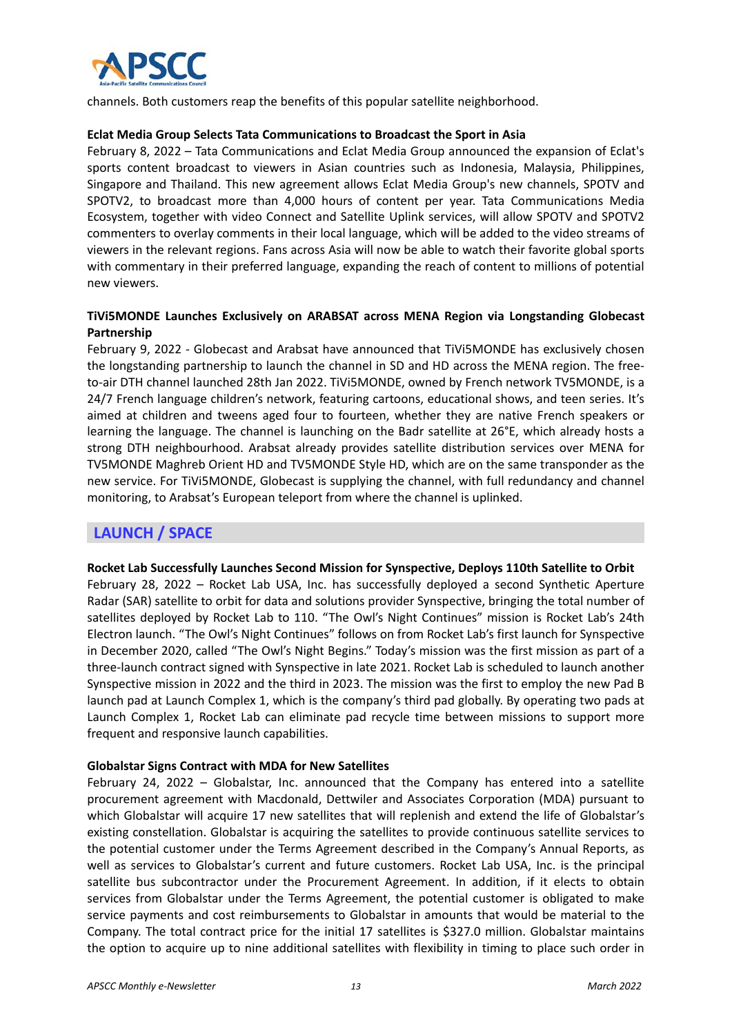channels. Both customers reap the benefits of this popular satellite neighborhood.

**Eclat Media Group Selects Tata Communications to Broadcast the Sport in Asia**

February 8, 2022 – Tata Communications and Eclat Media Group announced the expansion of Eclat's sports content broadcast to viewers in Asian countries such as Indonesia, Malaysia, Philippines, Singapore and Thailand. This new agreement allows Eclat Media Group's new channels, SPOTV and SPOTV2, to broadcast more than 4,000 hours of content per year. Tata Communications Media Ecosystem, together with video Connect and Satellite Uplink services, will allow SPOTV and SPOTV2 commenters to overlay comments in their local language, which will be added to the video streams of viewers in the relevant regions. Fans across Asia will now be able to watch their favorite global sports with commentary in their preferred language, expanding the reach of content to millions of potential new viewers.

**TiVi5MONDE Launches Exclusively on ARABSAT across MENA Region via Longstanding Globecast Partnership**

February 9, 2022 - Globecast and Arabsat have announced that TiVi5MONDE has exclusively chosen the longstanding partnership to launch the channel in SD and HD across the MENA region. The free-to-air DTH channel launched 28th Jan 2022. TiVi5MONDE, owned by French network TV5MONDE, is a 24/7 French language children's network, featuring cartoons, educational shows, and teen series. It's aimed at children and tweens aged four to fourteen, whether they are native French speakers or learning the language. The channel is launching on the Badr satellite at 26°E, which already hosts a strong DTH neighbourhood. Arabsat already provides satellite distribution services over MENA for TV5MONDE Maghreb Orient HD and TV5MONDE Style HD, which are on the same transponder as the new service. For TiVi5MONDE, Globecast is supplying the channel, with full redundancy and channel monitoring, to Arabsat's European teleport from where the channel is uplinked.

## LAUNCH / SPACE

**Rocket Lab Successfully Launches Second Mission for Synspective, Deploys 110th Satellite to Orbit**

February 28, 2022 – Rocket Lab USA, Inc. has successfully deployed a second Synthetic Aperture Radar (SAR) satellite to orbit for data and solutions provider Synspective, bringing the total number of satellites deployed by Rocket Lab to 110. "The Owl's Night Continues" mission is Rocket Lab's 24th Electron launch. "The Owl's Night Continues" follows on from Rocket Lab's first launch for Synspective in December 2020, called "The Owl's Night Begins." Today's mission was the first mission as part of a three-launch contract signed with Synspective in late 2021. Rocket Lab is scheduled to launch another Synspective mission in 2022 and the third in 2023. The mission was the first to employ the new Pad B launch pad at Launch Complex 1, which is the company's third pad globally. By operating two pads at Launch Complex 1, Rocket Lab can eliminate pad recycle time between missions to support more frequent and responsive launch capabilities.

**Globalstar Signs Contract with MDA for New Satellites**

February 24, 2022 – Globalstar, Inc. announced that the Company has entered into a satellite procurement agreement with Macdonald, Dettwiler and Associates Corporation (MDA) pursuant to which Globalstar will acquire 17 new satellites that will replenish and extend the life of Globalstar's existing constellation. Globalstar is acquiring the satellites to provide continuous satellite services to the potential customer under the Terms Agreement described in the Company's Annual Reports, as well as services to Globalstar's current and future customers. Rocket Lab USA, Inc. is the principal satellite bus subcontractor under the Procurement Agreement. In addition, if it elects to obtain services from Globalstar under the Terms Agreement, the potential customer is obligated to make service payments and cost reimbursements to Globalstar in amounts that would be material to the Company. The total contract price for the initial 17 satellites is $327.0 million. Globalstar maintains the option to acquire up to nine additional satellites with flexibility in timing to place such order in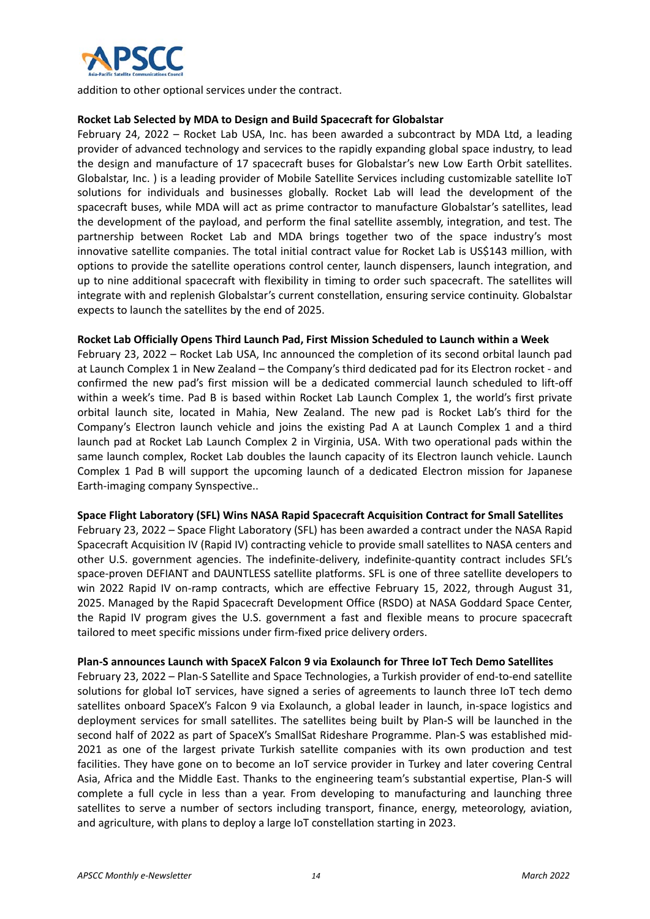addition to other optional services under the contract.

**Rocket Lab Selected by MDA to Design and Build Spacecraft for Globalstar**

February 24, 2022 – Rocket Lab USA, Inc. has been awarded a subcontract by MDA Ltd, a leading provider of advanced technology and services to the rapidly expanding global space industry, to lead the design and manufacture of 17 spacecraft buses for Globalstar's new Low Earth Orbit satellites. Globalstar, Inc. ) is a leading provider of Mobile Satellite Services including customizable satellite IoT solutions for individuals and businesses globally. Rocket Lab will lead the development of the spacecraft buses, while MDA will act as prime contractor to manufacture Globalstar's satellites, lead the development of the payload, and perform the final satellite assembly, integration, and test. The partnership between Rocket Lab and MDA brings together two of the space industry's most innovative satellite companies. The total initial contract value for Rocket Lab is US$143 million, with options to provide the satellite operations control center, launch dispensers, launch integration, and up to nine additional spacecraft with flexibility in timing to order such spacecraft. The satellites will integrate with and replenish Globalstar's current constellation, ensuring service continuity. Globalstar expects to launch the satellites by the end of 2025.

**Rocket Lab Officially Opens Third Launch Pad, First Mission Scheduled to Launch within a Week**

February 23, 2022 – Rocket Lab USA, Inc announced the completion of its second orbital launch pad at Launch Complex 1 in New Zealand – the Company's third dedicated pad for its Electron rocket - and confirmed the new pad's first mission will be a dedicated commercial launch scheduled to lift-off within a week's time. Pad B is based within Rocket Lab Launch Complex 1, the world's first private orbital launch site, located in Mahia, New Zealand. The new pad is Rocket Lab's third for the Company's Electron launch vehicle and joins the existing Pad A at Launch Complex 1 and a third launch pad at Rocket Lab Launch Complex 2 in Virginia, USA. With two operational pads within the same launch complex, Rocket Lab doubles the launch capacity of its Electron launch vehicle. Launch Complex 1 Pad B will support the upcoming launch of a dedicated Electron mission for Japanese Earth-imaging company Synspective..

**Space Flight Laboratory (SFL) Wins NASA Rapid Spacecraft Acquisition Contract for Small Satellites**

February 23, 2022 – Space Flight Laboratory (SFL) has been awarded a contract under the NASA Rapid Spacecraft Acquisition IV (Rapid IV) contracting vehicle to provide small satellites to NASA centers and other U.S. government agencies. The indefinite-delivery, indefinite-quantity contract includes SFL's space-proven DEFIANT and DAUNTLESS satellite platforms. SFL is one of three satellite developers to win 2022 Rapid IV on-ramp contracts, which are effective February 15, 2022, through August 31, 2025. Managed by the Rapid Spacecraft Development Office (RSDO) at NASA Goddard Space Center, the Rapid IV program gives the U.S. government a fast and flexible means to procure spacecraft tailored to meet specific missions under firm-fixed price delivery orders.

**Plan-S announces Launch with SpaceX Falcon 9 via Exolaunch for Three IoT Tech Demo Satellites**

February 23, 2022 – Plan-S Satellite and Space Technologies, a Turkish provider of end-to-end satellite solutions for global IoT services, have signed a series of agreements to launch three IoT tech demo satellites onboard SpaceX's Falcon 9 via Exolaunch, a global leader in launch, in-space logistics and deployment services for small satellites. The satellites being built by Plan-S will be launched in the second half of 2022 as part of SpaceX's SmallSat Rideshare Programme. Plan-S was established mid-2021 as one of the largest private Turkish satellite companies with its own production and test facilities. They have gone on to become an IoT service provider in Turkey and later covering Central Asia, Africa and the Middle East. Thanks to the engineering team's substantial expertise, Plan-S will complete a full cycle in less than a year. From developing to manufacturing and launching three satellites to serve a number of sectors including transport, finance, energy, meteorology, aviation, and agriculture, with plans to deploy a large IoT constellation starting in 2023.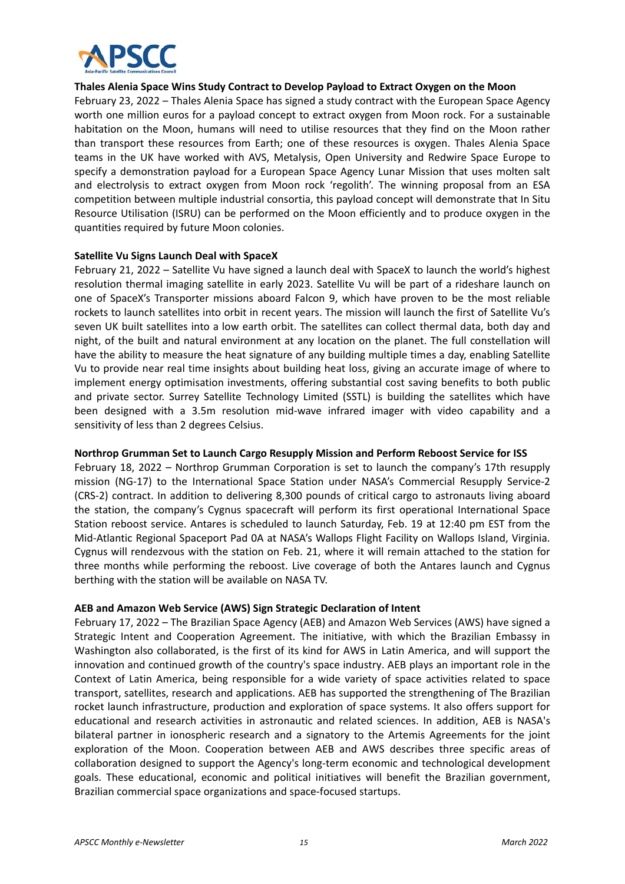**Thales Alenia Space Wins Study Contract to Develop Payload to Extract Oxygen on the Moon**

February 23, 2022 – Thales Alenia Space has signed a study contract with the European Space Agency worth one million euros for a payload concept to extract oxygen from Moon rock. For a sustainable habitation on the Moon, humans will need to utilise resources that they find on the Moon rather than transport these resources from Earth; one of these resources is oxygen. Thales Alenia Space teams in the UK have worked with AVS, Metalysis, Open University and Redwire Space Europe to specify a demonstration payload for a European Space Agency Lunar Mission that uses molten salt and electrolysis to extract oxygen from Moon rock 'regolith'. The winning proposal from an ESA competition between multiple industrial consortia, this payload concept will demonstrate that In Situ Resource Utilisation (ISRU) can be performed on the Moon efficiently and to produce oxygen in the quantities required by future Moon colonies.

**Satellite Vu Signs Launch Deal with SpaceX**

February 21, 2022 – Satellite Vu have signed a launch deal with SpaceX to launch the world's highest resolution thermal imaging satellite in early 2023. Satellite Vu will be part of a rideshare launch on one of SpaceX's Transporter missions aboard Falcon 9, which have proven to be the most reliable rockets to launch satellites into orbit in recent years. The mission will launch the first of Satellite Vu's seven UK built satellites into a low earth orbit. The satellites can collect thermal data, both day and night, of the built and natural environment at any location on the planet. The full constellation will have the ability to measure the heat signature of any building multiple times a day, enabling Satellite Vu to provide near real time insights about building heat loss, giving an accurate image of where to implement energy optimisation investments, offering substantial cost saving benefits to both public and private sector. Surrey Satellite Technology Limited (SSTL) is building the satellites which have been designed with a 3.5m resolution mid-wave infrared imager with video capability and a sensitivity of less than 2 degrees Celsius.

**Northrop Grumman Set to Launch Cargo Resupply Mission and Perform Reboost Service for ISS**

February 18, 2022 – Northrop Grumman Corporation is set to launch the company's 17th resupply mission (NG-17) to the International Space Station under NASA's Commercial Resupply Service-2 (CRS-2) contract. In addition to delivering 8,300 pounds of critical cargo to astronauts living aboard the station, the company's Cygnus spacecraft will perform its first operational International Space Station reboost service. Antares is scheduled to launch Saturday, Feb. 19 at 12:40 pm EST from the Mid-Atlantic Regional Spaceport Pad 0A at NASA's Wallops Flight Facility on Wallops Island, Virginia. Cygnus will rendezvous with the station on Feb. 21, where it will remain attached to the station for three months while performing the reboost. Live coverage of both the Antares launch and Cygnus berthing with the station will be available on NASA TV.

**AEB and Amazon Web Service (AWS) Sign Strategic Declaration of Intent**

February 17, 2022 – The Brazilian Space Agency (AEB) and Amazon Web Services (AWS) have signed a Strategic Intent and Cooperation Agreement. The initiative, with which the Brazilian Embassy in Washington also collaborated, is the first of its kind for AWS in Latin America, and will support the innovation and continued growth of the country's space industry. AEB plays an important role in the Context of Latin America, being responsible for a wide variety of space activities related to space transport, satellites, research and applications. AEB has supported the strengthening of The Brazilian rocket launch infrastructure, production and exploration of space systems. It also offers support for educational and research activities in astronautic and related sciences. In addition, AEB is NASA's bilateral partner in ionospheric research and a signatory to the Artemis Agreements for the joint exploration of the Moon. Cooperation between AEB and AWS describes three specific areas of collaboration designed to support the Agency's long-term economic and technological development goals. These educational, economic and political initiatives will benefit the Brazilian government, Brazilian commercial space organizations and space-focused startups.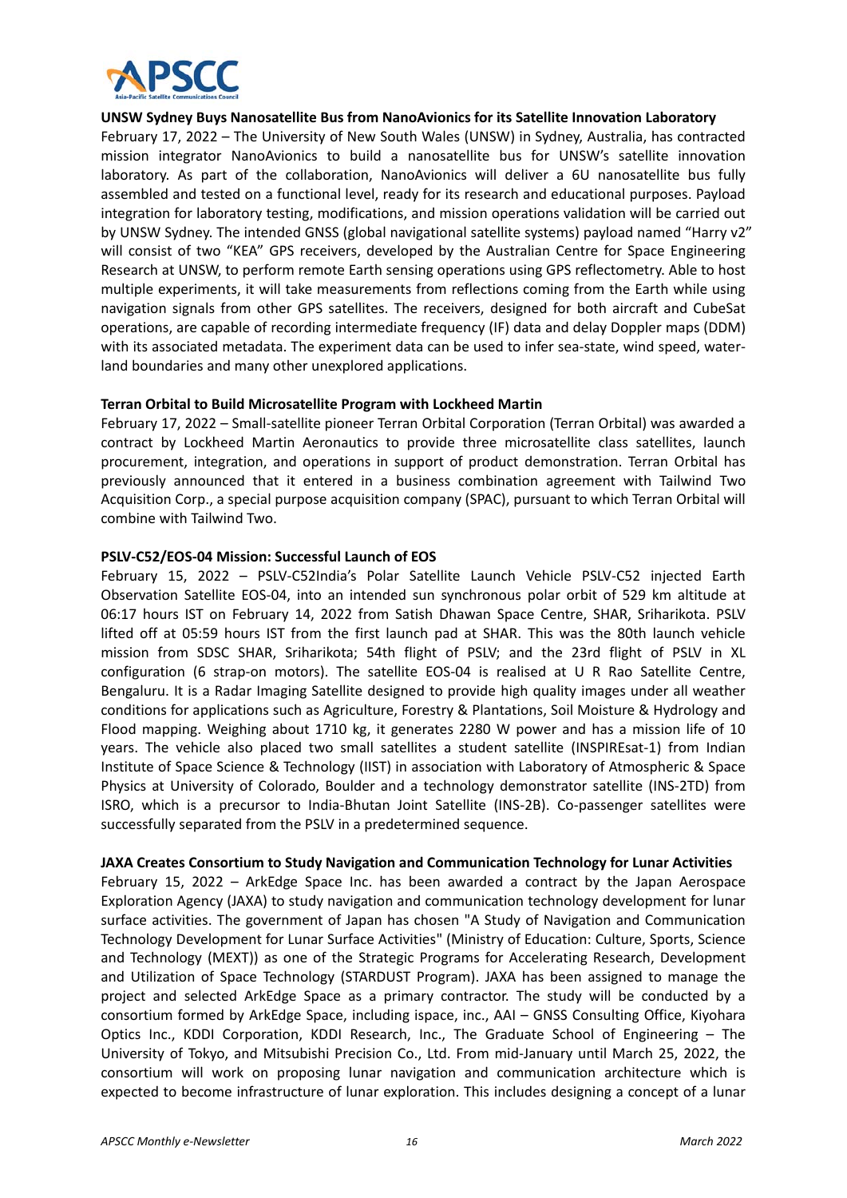**UNSW Sydney Buys Nanosatellite Bus from NanoAvionics for its Satellite Innovation Laboratory**

February 17, 2022 – The University of New South Wales (UNSW) in Sydney, Australia, has contracted mission integrator NanoAvionics to build a nanosatellite bus for UNSW's satellite innovation laboratory. As part of the collaboration, NanoAvionics will deliver a 6U nanosatellite bus fully assembled and tested on a functional level, ready for its research and educational purposes. Payload integration for laboratory testing, modifications, and mission operations validation will be carried out by UNSW Sydney. The intended GNSS (global navigational satellite systems) payload named "Harry v2" will consist of two "KEA" GPS receivers, developed by the Australian Centre for Space Engineering Research at UNSW, to perform remote Earth sensing operations using GPS reflectometry. Able to host multiple experiments, it will take measurements from reflections coming from the Earth while using navigation signals from other GPS satellites. The receivers, designed for both aircraft and CubeSat operations, are capable of recording intermediate frequency (IF) data and delay Doppler maps (DDM) with its associated metadata. The experiment data can be used to infer sea-state, wind speed, water-land boundaries and many other unexplored applications.

**Terran Orbital to Build Microsatellite Program with Lockheed Martin**

February 17, 2022 – Small-satellite pioneer Terran Orbital Corporation (Terran Orbital) was awarded a contract by Lockheed Martin Aeronautics to provide three microsatellite class satellites, launch procurement, integration, and operations in support of product demonstration. Terran Orbital has previously announced that it entered in a business combination agreement with Tailwind Two Acquisition Corp., a special purpose acquisition company (SPAC), pursuant to which Terran Orbital will combine with Tailwind Two.

**PSLV-C52/EOS-04 Mission: Successful Launch of EOS**

February 15, 2022 – PSLV-C52India's Polar Satellite Launch Vehicle PSLV-C52 injected Earth Observation Satellite EOS-04, into an intended sun synchronous polar orbit of 529 km altitude at 06:17 hours IST on February 14, 2022 from Satish Dhawan Space Centre, SHAR, Sriharikota. PSLV lifted off at 05:59 hours IST from the first launch pad at SHAR. This was the 80th launch vehicle mission from SDSC SHAR, Sriharikota; 54th flight of PSLV; and the 23rd flight of PSLV in XL configuration (6 strap-on motors). The satellite EOS-04 is realised at U R Rao Satellite Centre, Bengaluru. It is a Radar Imaging Satellite designed to provide high quality images under all weather conditions for applications such as Agriculture, Forestry & Plantations, Soil Moisture & Hydrology and Flood mapping. Weighing about 1710 kg, it generates 2280 W power and has a mission life of 10 years. The vehicle also placed two small satellites a student satellite (INSPIREsat-1) from Indian Institute of Space Science & Technology (IIST) in association with Laboratory of Atmospheric & Space Physics at University of Colorado, Boulder and a technology demonstrator satellite (INS-2TD) from ISRO, which is a precursor to India-Bhutan Joint Satellite (INS-2B). Co-passenger satellites were successfully separated from the PSLV in a predetermined sequence.

**JAXA Creates Consortium to Study Navigation and Communication Technology for Lunar Activities**

February 15, 2022 – ArkEdge Space Inc. has been awarded a contract by the Japan Aerospace Exploration Agency (JAXA) to study navigation and communication technology development for lunar surface activities. The government of Japan has chosen "A Study of Navigation and Communication Technology Development for Lunar Surface Activities" (Ministry of Education: Culture, Sports, Science and Technology (MEXT)) as one of the Strategic Programs for Accelerating Research, Development and Utilization of Space Technology (STARDUST Program). JAXA has been assigned to manage the project and selected ArkEdge Space as a primary contractor. The study will be conducted by a consortium formed by ArkEdge Space, including ispace, inc., AAI – GNSS Consulting Office, Kiyohara Optics Inc., KDDI Corporation, KDDI Research, Inc., The Graduate School of Engineering – The University of Tokyo, and Mitsubishi Precision Co., Ltd. From mid-January until March 25, 2022, the consortium will work on proposing lunar navigation and communication architecture which is expected to become infrastructure of lunar exploration. This includes designing a concept of a lunar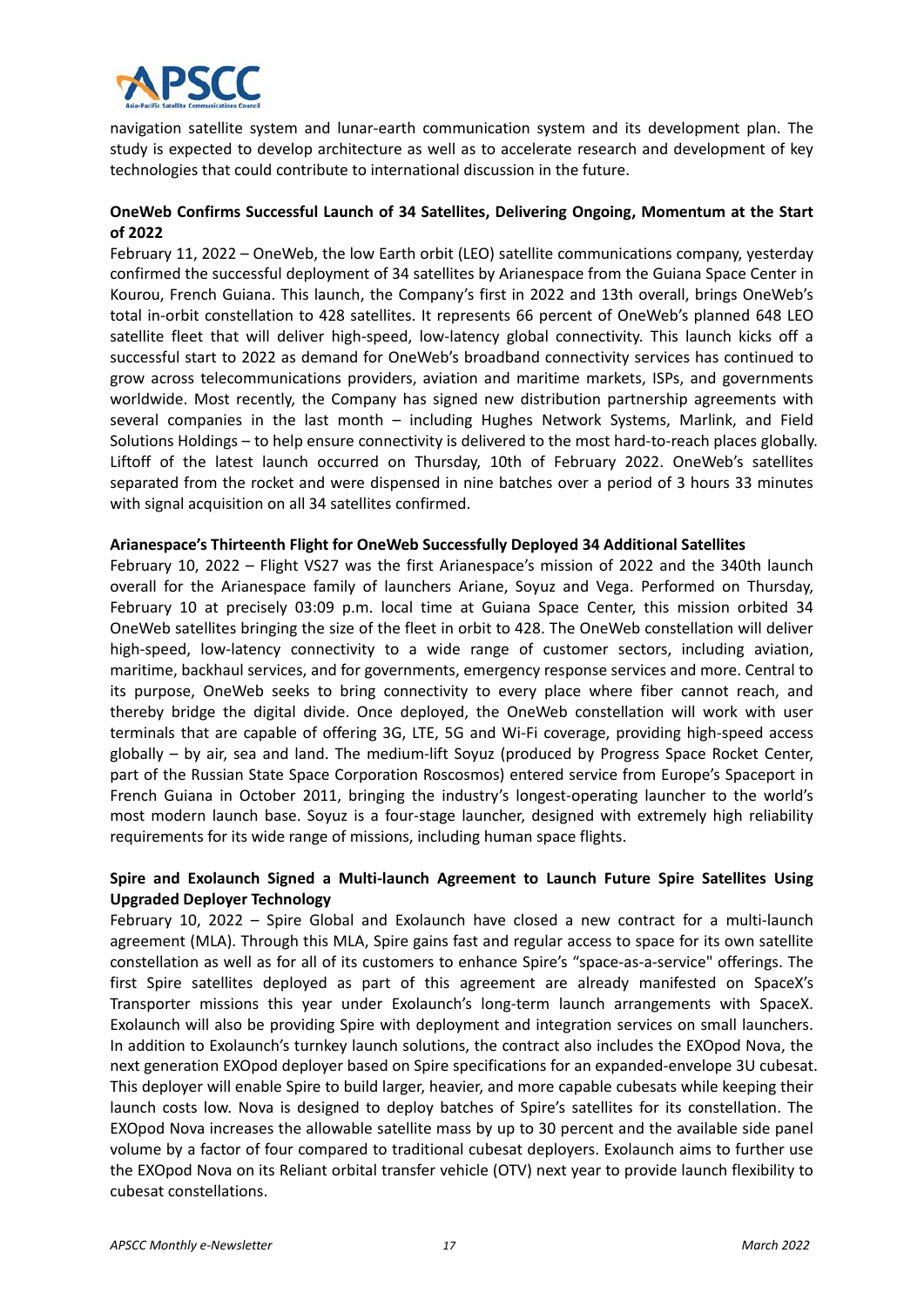navigation satellite system and lunar-earth communication system and its development plan. The study is expected to develop architecture as well as to accelerate research and development of key technologies that could contribute to international discussion in the future.

**OneWeb Confirms Successful Launch of 34 Satellites, Delivering Ongoing, Momentum at the Start of 2022**

February 11, 2022 – OneWeb, the low Earth orbit (LEO) satellite communications company, yesterday confirmed the successful deployment of 34 satellites by Arianespace from the Guiana Space Center in Kourou, French Guiana. This launch, the Company's first in 2022 and 13th overall, brings OneWeb's total in-orbit constellation to 428 satellites. It represents 66 percent of OneWeb's planned 648 LEO satellite fleet that will deliver high-speed, low-latency global connectivity. This launch kicks off a successful start to 2022 as demand for OneWeb's broadband connectivity services has continued to grow across telecommunications providers, aviation and maritime markets, ISPs, and governments worldwide. Most recently, the Company has signed new distribution partnership agreements with several companies in the last month – including Hughes Network Systems, Marlink, and Field Solutions Holdings – to help ensure connectivity is delivered to the most hard-to-reach places globally. Liftoff of the latest launch occurred on Thursday, 10th of February 2022. OneWeb's satellites separated from the rocket and were dispensed in nine batches over a period of 3 hours 33 minutes with signal acquisition on all 34 satellites confirmed.

**Arianespace's Thirteenth Flight for OneWeb Successfully Deployed 34 Additional Satellites**

February 10, 2022 – Flight VS27 was the first Arianespace's mission of 2022 and the 340th launch overall for the Arianespace family of launchers Ariane, Soyuz and Vega. Performed on Thursday, February 10 at precisely 03:09 p.m. local time at Guiana Space Center, this mission orbited 34 OneWeb satellites bringing the size of the fleet in orbit to 428. The OneWeb constellation will deliver high-speed, low-latency connectivity to a wide range of customer sectors, including aviation, maritime, backhaul services, and for governments, emergency response services and more. Central to its purpose, OneWeb seeks to bring connectivity to every place where fiber cannot reach, and thereby bridge the digital divide. Once deployed, the OneWeb constellation will work with user terminals that are capable of offering 3G, LTE, 5G and Wi-Fi coverage, providing high-speed access globally – by air, sea and land. The medium-lift Soyuz (produced by Progress Space Rocket Center, part of the Russian State Space Corporation Roscosmos) entered service from Europe's Spaceport in French Guiana in October 2011, bringing the industry's longest-operating launcher to the world's most modern launch base. Soyuz is a four-stage launcher, designed with extremely high reliability requirements for its wide range of missions, including human space flights.

**Spire and Exolaunch Signed a Multi-launch Agreement to Launch Future Spire Satellites Using Upgraded Deployer Technology**

February 10, 2022 – Spire Global and Exolaunch have closed a new contract for a multi-launch agreement (MLA). Through this MLA, Spire gains fast and regular access to space for its own satellite constellation as well as for all of its customers to enhance Spire's "space-as-a-service" offerings. The first Spire satellites deployed as part of this agreement are already manifested on SpaceX's Transporter missions this year under Exolaunch's long-term launch arrangements with SpaceX. Exolaunch will also be providing Spire with deployment and integration services on small launchers. In addition to Exolaunch's turnkey launch solutions, the contract also includes the EXOpod Nova, the next generation EXOpod deployer based on Spire specifications for an expanded-envelope 3U cubesat. This deployer will enable Spire to build larger, heavier, and more capable cubesats while keeping their launch costs low. Nova is designed to deploy batches of Spire's satellites for its constellation. The EXOpod Nova increases the allowable satellite mass by up to 30 percent and the available side panel volume by a factor of four compared to traditional cubesat deployers. Exolaunch aims to further use the EXOpod Nova on its Reliant orbital transfer vehicle (OTV) next year to provide launch flexibility to cubesat constellations.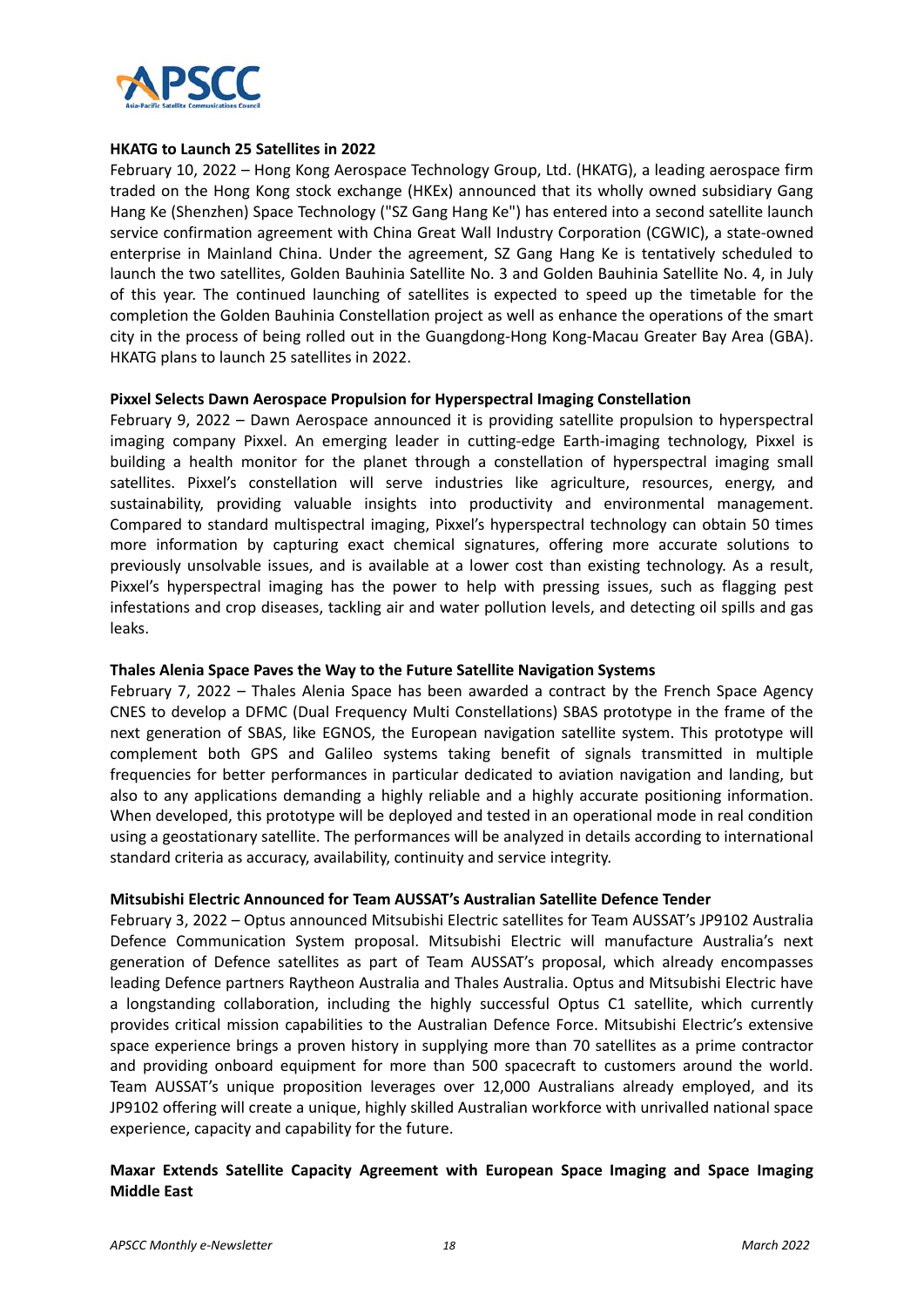### HKATG to Launch 25 Satellites in 2022

February 10, 2022 – Hong Kong Aerospace Technology Group, Ltd. (HKATG), a leading aerospace firm traded on the Hong Kong stock exchange (HKEx) announced that its wholly owned subsidiary Gang Hang Ke (Shenzhen) Space Technology ("SZ Gang Hang Ke") has entered into a second satellite launch service confirmation agreement with China Great Wall Industry Corporation (CGWIC), a state-owned enterprise in Mainland China. Under the agreement, SZ Gang Hang Ke is tentatively scheduled to launch the two satellites, Golden Bauhinia Satellite No. 3 and Golden Bauhinia Satellite No. 4, in July of this year. The continued launching of satellites is expected to speed up the timetable for the completion the Golden Bauhinia Constellation project as well as enhance the operations of the smart city in the process of being rolled out in the Guangdong-Hong Kong-Macau Greater Bay Area (GBA). HKATG plans to launch 25 satellites in 2022.

### Pixxel Selects Dawn Aerospace Propulsion for Hyperspectral Imaging Constellation

February 9, 2022 – Dawn Aerospace announced it is providing satellite propulsion to hyperspectral imaging company Pixxel. An emerging leader in cutting-edge Earth-imaging technology, Pixxel is building a health monitor for the planet through a constellation of hyperspectral imaging small satellites. Pixxel's constellation will serve industries like agriculture, resources, energy, and sustainability, providing valuable insights into productivity and environmental management. Compared to standard multispectral imaging, Pixxel's hyperspectral technology can obtain 50 times more information by capturing exact chemical signatures, offering more accurate solutions to previously unsolvable issues, and is available at a lower cost than existing technology. As a result, Pixxel's hyperspectral imaging has the power to help with pressing issues, such as flagging pest infestations and crop diseases, tackling air and water pollution levels, and detecting oil spills and gas leaks.

### Thales Alenia Space Paves the Way to the Future Satellite Navigation Systems

February 7, 2022 – Thales Alenia Space has been awarded a contract by the French Space Agency CNES to develop a DFMC (Dual Frequency Multi Constellations) SBAS prototype in the frame of the next generation of SBAS, like EGNOS, the European navigation satellite system. This prototype will complement both GPS and Galileo systems taking benefit of signals transmitted in multiple frequencies for better performances in particular dedicated to aviation navigation and landing, but also to any applications demanding a highly reliable and a highly accurate positioning information. When developed, this prototype will be deployed and tested in an operational mode in real condition using a geostationary satellite. The performances will be analyzed in details according to international standard criteria as accuracy, availability, continuity and service integrity.

### Mitsubishi Electric Announced for Team AUSSAT's Australian Satellite Defence Tender

February 3, 2022 – Optus announced Mitsubishi Electric satellites for Team AUSSAT's JP9102 Australia Defence Communication System proposal. Mitsubishi Electric will manufacture Australia's next generation of Defence satellites as part of Team AUSSAT's proposal, which already encompasses leading Defence partners Raytheon Australia and Thales Australia. Optus and Mitsubishi Electric have a longstanding collaboration, including the highly successful Optus C1 satellite, which currently provides critical mission capabilities to the Australian Defence Force. Mitsubishi Electric's extensive space experience brings a proven history in supplying more than 70 satellites as a prime contractor and providing onboard equipment for more than 500 spacecraft to customers around the world. Team AUSSAT's unique proposition leverages over 12,000 Australians already employed, and its JP9102 offering will create a unique, highly skilled Australian workforce with unrivalled national space experience, capacity and capability for the future.

### Maxar Extends Satellite Capacity Agreement with European Space Imaging and Space Imaging Middle East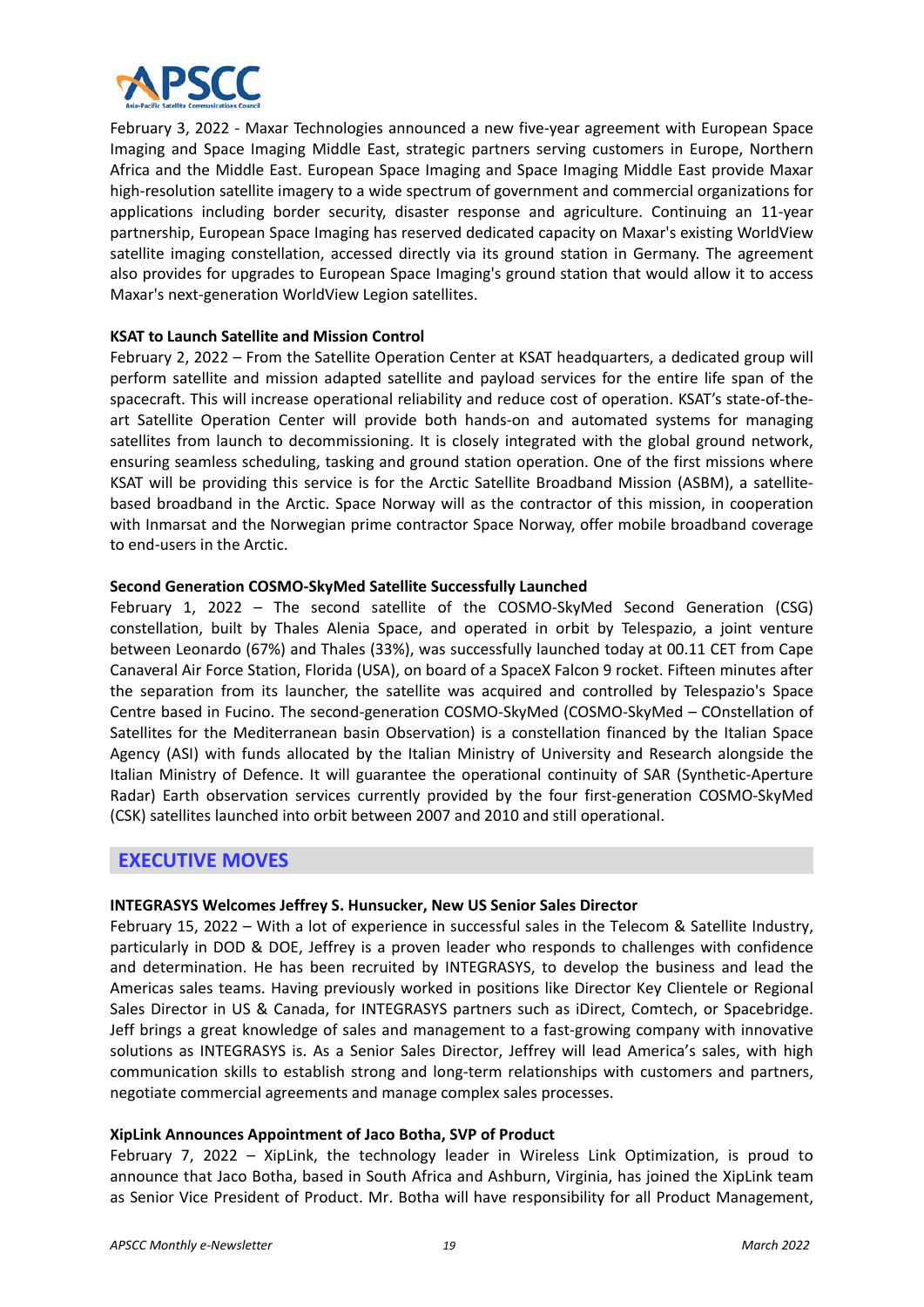February 3, 2022 - Maxar Technologies announced a new five-year agreement with European Space Imaging and Space Imaging Middle East, strategic partners serving customers in Europe, Northern Africa and the Middle East. European Space Imaging and Space Imaging Middle East provide Maxar high-resolution satellite imagery to a wide spectrum of government and commercial organizations for applications including border security, disaster response and agriculture. Continuing an 11-year partnership, European Space Imaging has reserved dedicated capacity on Maxar's existing WorldView satellite imaging constellation, accessed directly via its ground station in Germany. The agreement also provides for upgrades to European Space Imaging's ground station that would allow it to access Maxar's next-generation WorldView Legion satellites.

**KSAT to Launch Satellite and Mission Control**

February 2, 2022 – From the Satellite Operation Center at KSAT headquarters, a dedicated group will perform satellite and mission adapted satellite and payload services for the entire life span of the spacecraft. This will increase operational reliability and reduce cost of operation. KSAT's state-of-the-art Satellite Operation Center will provide both hands-on and automated systems for managing satellites from launch to decommissioning. It is closely integrated with the global ground network, ensuring seamless scheduling, tasking and ground station operation. One of the first missions where KSAT will be providing this service is for the Arctic Satellite Broadband Mission (ASBM), a satellite-based broadband in the Arctic. Space Norway will as the contractor of this mission, in cooperation with Inmarsat and the Norwegian prime contractor Space Norway, offer mobile broadband coverage to end-users in the Arctic.

**Second Generation COSMO-SkyMed Satellite Successfully Launched**

February 1, 2022 – The second satellite of the COSMO-SkyMed Second Generation (CSG) constellation, built by Thales Alenia Space, and operated in orbit by Telespazio, a joint venture between Leonardo (67%) and Thales (33%), was successfully launched today at 00.11 CET from Cape Canaveral Air Force Station, Florida (USA), on board of a SpaceX Falcon 9 rocket. Fifteen minutes after the separation from its launcher, the satellite was acquired and controlled by Telespazio's Space Centre based in Fucino. The second-generation COSMO-SkyMed (COSMO-SkyMed – COnstellation of Satellites for the Mediterranean basin Observation) is a constellation financed by the Italian Space Agency (ASI) with funds allocated by the Italian Ministry of University and Research alongside the Italian Ministry of Defence. It will guarantee the operational continuity of SAR (Synthetic-Aperture Radar) Earth observation services currently provided by the four first-generation COSMO-SkyMed (CSK) satellites launched into orbit between 2007 and 2010 and still operational.

## EXECUTIVE MOVES

**INTEGRASYS Welcomes Jeffrey S. Hunsucker, New US Senior Sales Director**

February 15, 2022 – With a lot of experience in successful sales in the Telecom & Satellite Industry, particularly in DOD & DOE, Jeffrey is a proven leader who responds to challenges with confidence and determination. He has been recruited by INTEGRASYS, to develop the business and lead the Americas sales teams. Having previously worked in positions like Director Key Clientele or Regional Sales Director in US & Canada, for INTEGRASYS partners such as iDirect, Comtech, or Spacebridge. Jeff brings a great knowledge of sales and management to a fast-growing company with innovative solutions as INTEGRASYS is. As a Senior Sales Director, Jeffrey will lead America's sales, with high communication skills to establish strong and long-term relationships with customers and partners, negotiate commercial agreements and manage complex sales processes.

**XipLink Announces Appointment of Jaco Botha, SVP of Product**

February 7, 2022 – XipLink, the technology leader in Wireless Link Optimization, is proud to announce that Jaco Botha, based in South Africa and Ashburn, Virginia, has joined the XipLink team as Senior Vice President of Product. Mr. Botha will have responsibility for all Product Management,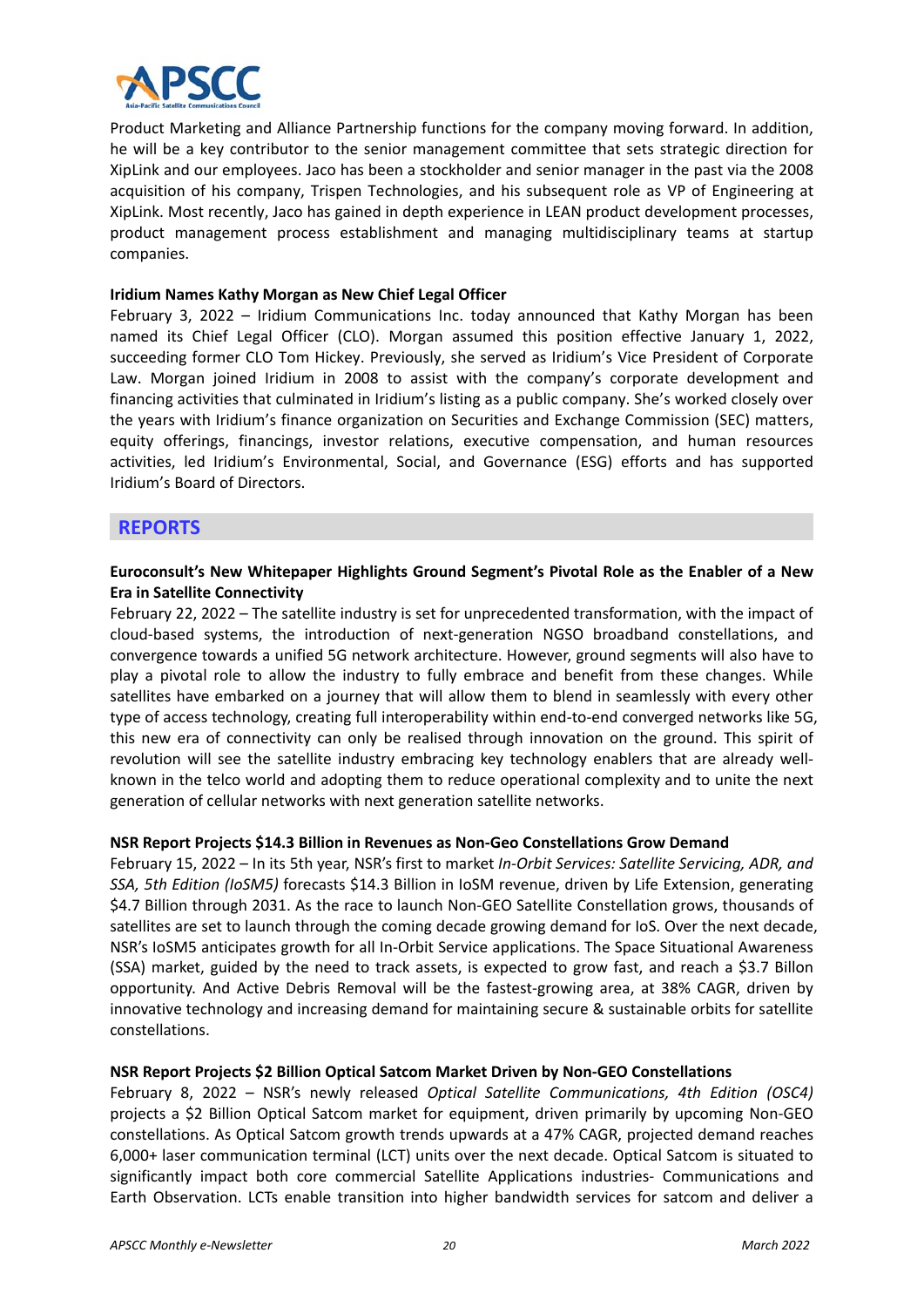Product Marketing and Alliance Partnership functions for the company moving forward. In addition, he will be a key contributor to the senior management committee that sets strategic direction for XipLink and our employees. Jaco has been a stockholder and senior manager in the past via the 2008 acquisition of his company, Trispen Technologies, and his subsequent role as VP of Engineering at XipLink. Most recently, Jaco has gained in depth experience in LEAN product development processes, product management process establishment and managing multidisciplinary teams at startup companies.

**Iridium Names Kathy Morgan as New Chief Legal Officer**

February 3, 2022 – Iridium Communications Inc. today announced that Kathy Morgan has been named its Chief Legal Officer (CLO). Morgan assumed this position effective January 1, 2022, succeeding former CLO Tom Hickey. Previously, she served as Iridium's Vice President of Corporate Law. Morgan joined Iridium in 2008 to assist with the company's corporate development and financing activities that culminated in Iridium's listing as a public company. She's worked closely over the years with Iridium's finance organization on Securities and Exchange Commission (SEC) matters, equity offerings, financings, investor relations, executive compensation, and human resources activities, led Iridium's Environmental, Social, and Governance (ESG) efforts and has supported Iridium's Board of Directors.

## REPORTS

**Euroconsult's New Whitepaper Highlights Ground Segment's Pivotal Role as the Enabler of a New Era in Satellite Connectivity**

February 22, 2022 – The satellite industry is set for unprecedented transformation, with the impact of cloud-based systems, the introduction of next-generation NGSO broadband constellations, and convergence towards a unified 5G network architecture. However, ground segments will also have to play a pivotal role to allow the industry to fully embrace and benefit from these changes. While satellites have embarked on a journey that will allow them to blend in seamlessly with every other type of access technology, creating full interoperability within end-to-end converged networks like 5G, this new era of connectivity can only be realised through innovation on the ground. This spirit of revolution will see the satellite industry embracing key technology enablers that are already well-known in the telco world and adopting them to reduce operational complexity and to unite the next generation of cellular networks with next generation satellite networks.

**NSR Report Projects $14.3 Billion in Revenues as Non-Geo Constellations Grow Demand**

February 15, 2022 – In its 5th year, NSR's first to market *In-Orbit Services: Satellite Servicing, ADR, and SSA, 5th Edition (IoSM5)* forecasts $14.3 Billion in IoSM revenue, driven by Life Extension, generating $4.7 Billion through 2031. As the race to launch Non-GEO Satellite Constellation grows, thousands of satellites are set to launch through the coming decade growing demand for IoS. Over the next decade, NSR's IoSM5 anticipates growth for all In-Orbit Service applications. The Space Situational Awareness (SSA) market, guided by the need to track assets, is expected to grow fast, and reach a $3.7 Billon opportunity. And Active Debris Removal will be the fastest-growing area, at 38% CAGR, driven by innovative technology and increasing demand for maintaining secure & sustainable orbits for satellite constellations.

**NSR Report Projects $2 Billion Optical Satcom Market Driven by Non-GEO Constellations**

February 8, 2022 – NSR's newly released *Optical Satellite Communications, 4th Edition (OSC4)* projects a $2 Billion Optical Satcom market for equipment, driven primarily by upcoming Non-GEO constellations. As Optical Satcom growth trends upwards at a 47% CAGR, projected demand reaches 6,000+ laser communication terminal (LCT) units over the next decade. Optical Satcom is situated to significantly impact both core commercial Satellite Applications industries- Communications and Earth Observation. LCTs enable transition into higher bandwidth services for satcom and deliver a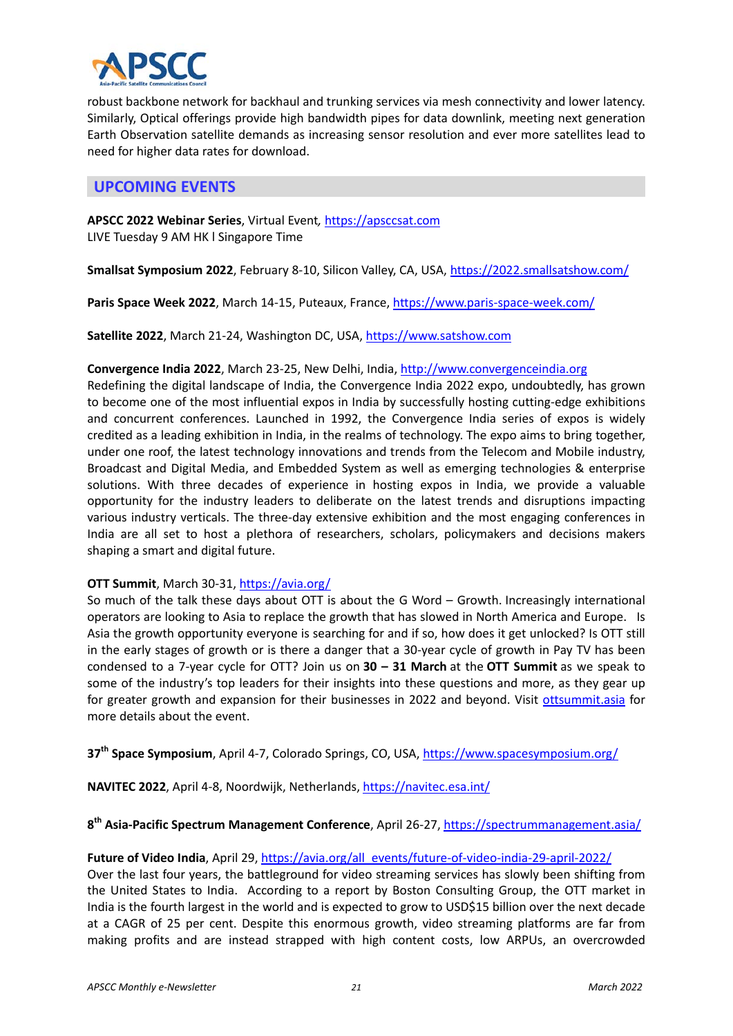robust backbone network for backhaul and trunking services via mesh connectivity and lower latency. Similarly, Optical offerings provide high bandwidth pipes for data downlink, meeting next generation Earth Observation satellite demands as increasing sensor resolution and ever more satellites lead to need for higher data rates for download.

## UPCOMING EVENTS

**APSCC 2022 Webinar Series**, Virtual Event, https://apsccsat.com
LIVE Tuesday 9 AM HK l Singapore Time

**Smallsat Symposium 2022**, February 8-10, Silicon Valley, CA, USA, https://2022.smallsatshow.com/

**Paris Space Week 2022**, March 14-15, Puteaux, France, https://www.paris-space-week.com/

**Satellite 2022**, March 21-24, Washington DC, USA, https://www.satshow.com

**Convergence India 2022**, March 23-25, New Delhi, India, http://www.convergenceindia.org
Redefining the digital landscape of India, the Convergence India 2022 expo, undoubtedly, has grown to become one of the most influential expos in India by successfully hosting cutting-edge exhibitions and concurrent conferences. Launched in 1992, the Convergence India series of expos is widely credited as a leading exhibition in India, in the realms of technology. The expo aims to bring together, under one roof, the latest technology innovations and trends from the Telecom and Mobile industry, Broadcast and Digital Media, and Embedded System as well as emerging technologies & enterprise solutions. With three decades of experience in hosting expos in India, we provide a valuable opportunity for the industry leaders to deliberate on the latest trends and disruptions impacting various industry verticals. The three-day extensive exhibition and the most engaging conferences in India are all set to host a plethora of researchers, scholars, policymakers and decisions makers shaping a smart and digital future.

**OTT Summit**, March 30-31, https://avia.org/
So much of the talk these days about OTT is about the G Word – Growth. Increasingly international operators are looking to Asia to replace the growth that has slowed in North America and Europe. Is Asia the growth opportunity everyone is searching for and if so, how does it get unlocked? Is OTT still in the early stages of growth or is there a danger that a 30-year cycle of growth in Pay TV has been condensed to a 7-year cycle for OTT? Join us on **30 – 31 March** at the **OTT Summit** as we speak to some of the industry's top leaders for their insights into these questions and more, as they gear up for greater growth and expansion for their businesses in 2022 and beyond. Visit ottsummit.asia for more details about the event.

**37th Space Symposium**, April 4-7, Colorado Springs, CO, USA, https://www.spacesymposium.org/

**NAVITEC 2022**, April 4-8, Noordwijk, Netherlands, https://navitec.esa.int/

**8th Asia-Pacific Spectrum Management Conference**, April 26-27, https://spectrummanagement.asia/

**Future of Video India**, April 29, https://avia.org/all_events/future-of-video-india-29-april-2022/
Over the last four years, the battleground for video streaming services has slowly been shifting from the United States to India. According to a report by Boston Consulting Group, the OTT market in India is the fourth largest in the world and is expected to grow to USD$15 billion over the next decade at a CAGR of 25 per cent. Despite this enormous growth, video streaming platforms are far from making profits and are instead strapped with high content costs, low ARPUs, an overcrowded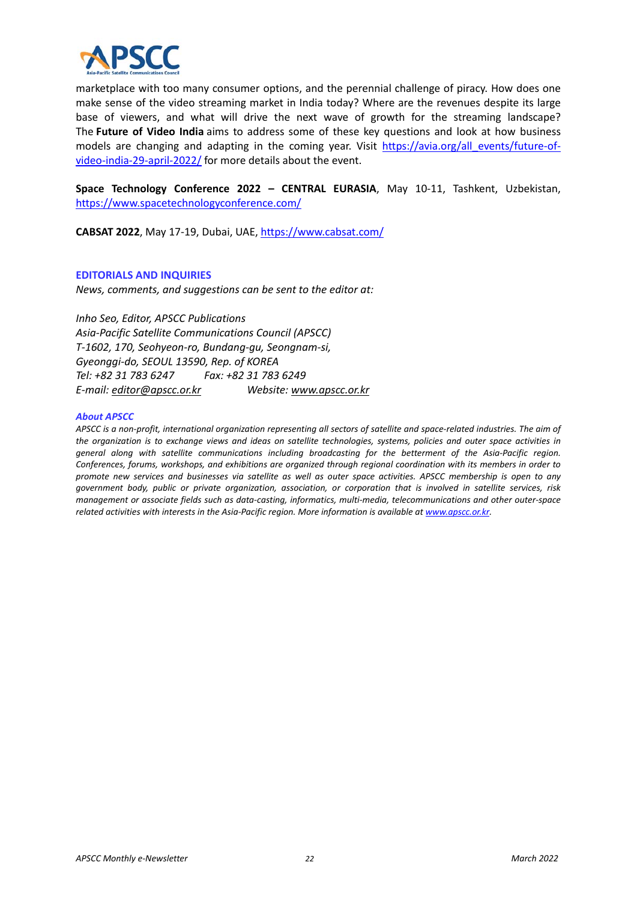marketplace with too many consumer options, and the perennial challenge of piracy. How does one make sense of the video streaming market in India today? Where are the revenues despite its large base of viewers, and what will drive the next wave of growth for the streaming landscape? The **Future of Video India** aims to address some of these key questions and look at how business models are changing and adapting in the coming year. Visit https://avia.org/all_events/future-of-video-india-29-april-2022/ for more details about the event.

**Space Technology Conference 2022 – CENTRAL EURASIA**, May 10-11, Tashkent, Uzbekistan, https://www.spacetechnologyconference.com/

**CABSAT 2022**, May 17-19, Dubai, UAE, https://www.cabsat.com/

### EDITORIALS AND INQUIRIES

*News, comments, and suggestions can be sent to the editor at:*

*Inho Seo, Editor, APSCC Publications*
*Asia-Pacific Satellite Communications Council (APSCC)*
*T-1602, 170, Seohyeon-ro, Bundang-gu, Seongnam-si,*
*Gyeonggi-do, SEOUL 13590, Rep. of KOREA*
*Tel: +82 31 783 6247 Fax: +82 31 783 6249*
*E-mail: editor@apscc.or.kr Website: www.apscc.or.kr*

***About APSCC***

*APSCC is a non-profit, international organization representing all sectors of satellite and space-related industries. The aim of the organization is to exchange views and ideas on satellite technologies, systems, policies and outer space activities in general along with satellite communications including broadcasting for the betterment of the Asia-Pacific region. Conferences, forums, workshops, and exhibitions are organized through regional coordination with its members in order to promote new services and businesses via satellite as well as outer space activities. APSCC membership is open to any government body, public or private organization, association, or corporation that is involved in satellite services, risk management or associate fields such as data-casting, informatics, multi-media, telecommunications and other outer-space related activities with interests in the Asia-Pacific region. More information is available at www.apscc.or.kr.*